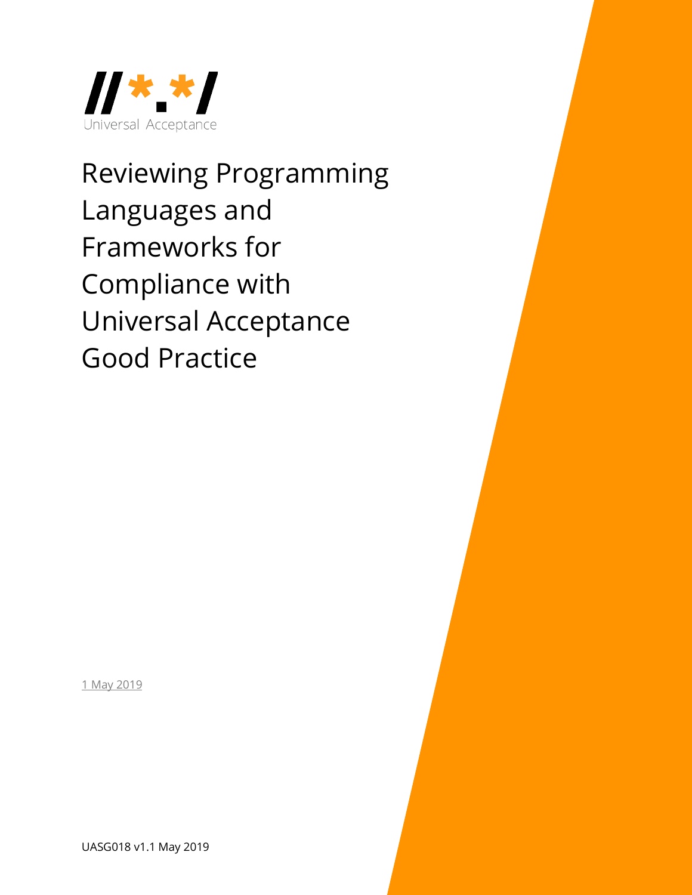Universal Acceptance

# Reviewing Programming Languages and Frameworks for Compliance with Universal Acceptance Good Practice

1 May 2019

UASG018 v1.1 May 2019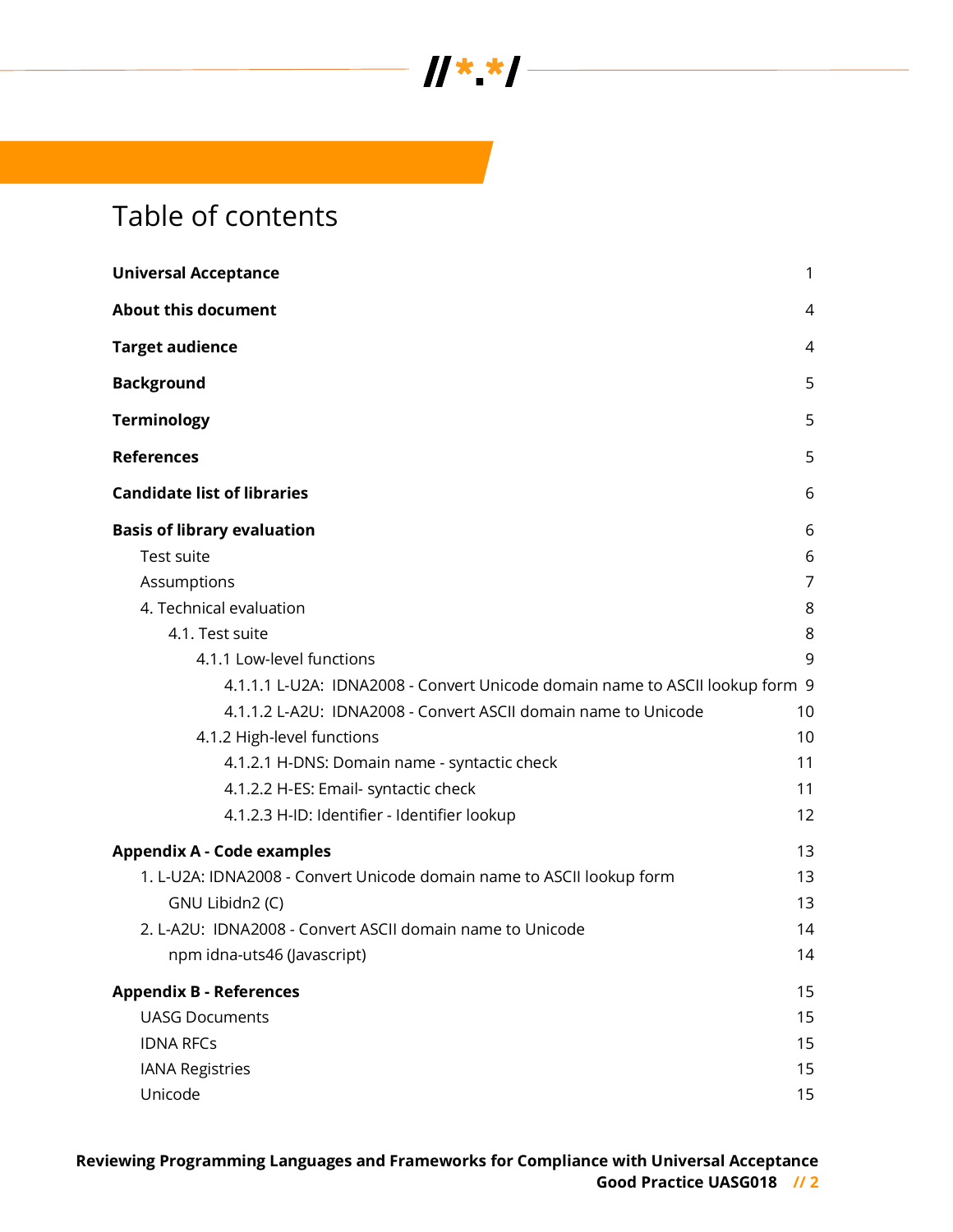# Table of contents

| | |
|---|---|
| **Universal Acceptance** | 1 |
| **About this document** | 4 |
| **Target audience** | 4 |
| **Background** | 5 |
| **Terminology** | 5 |
| **References** | 5 |
| **Candidate list of libraries** | 6 |
| **Basis of library evaluation** | 6 |
| Test suite | 6 |
| Assumptions | 7 |
| 4. Technical evaluation | 8 |
| 4.1. Test suite | 8 |
| 4.1.1 Low-level functions | 9 |
| 4.1.1.1 L-U2A: IDNA2008 - Convert Unicode domain name to ASCII lookup form | 9 |
| 4.1.1.2 L-A2U: IDNA2008 - Convert ASCII domain name to Unicode | 10 |
| 4.1.2 High-level functions | 10 |
| 4.1.2.1 H-DNS: Domain name - syntactic check | 11 |
| 4.1.2.2 H-ES: Email- syntactic check | 11 |
| 4.1.2.3 H-ID: Identifier - Identifier lookup | 12 |
| **Appendix A - Code examples** | 13 |
| 1. L-U2A: IDNA2008 - Convert Unicode domain name to ASCII lookup form | 13 |
| GNU Libidn2 (C) | 13 |
| 2. L-A2U: IDNA2008 - Convert ASCII domain name to Unicode | 14 |
| npm idna-uts46 (Javascript) | 14 |
| **Appendix B - References** | 15 |
| UASG Documents | 15 |
| IDNA RFCs | 15 |
| IANA Registries | 15 |
| Unicode | 15 |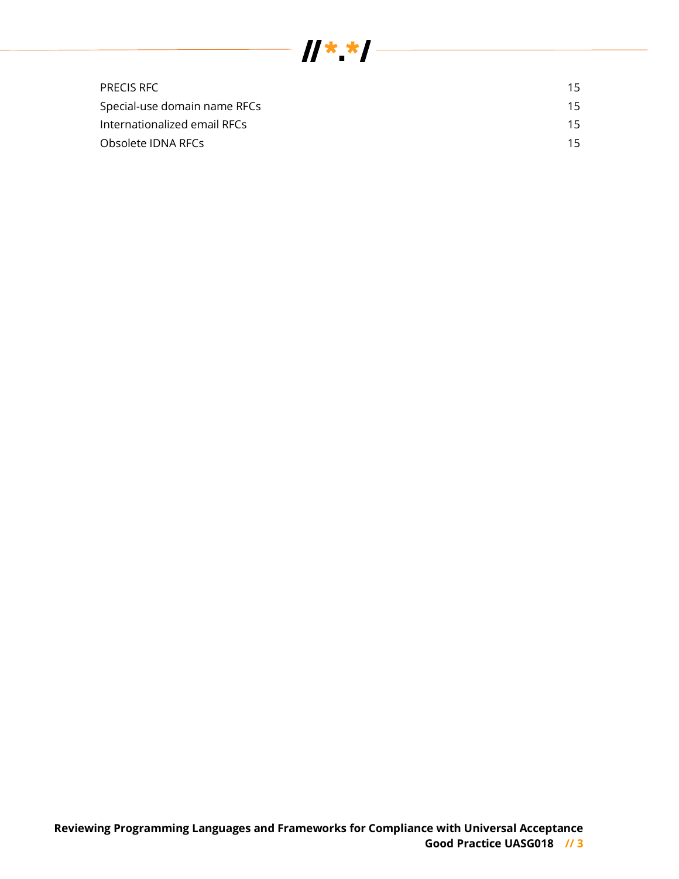| | |
|---|---|
| PRECIS RFC | 15 |
| Special-use domain name RFCs | 15 |
| Internationalized email RFCs | 15 |
| Obsolete IDNA RFCs | 15 |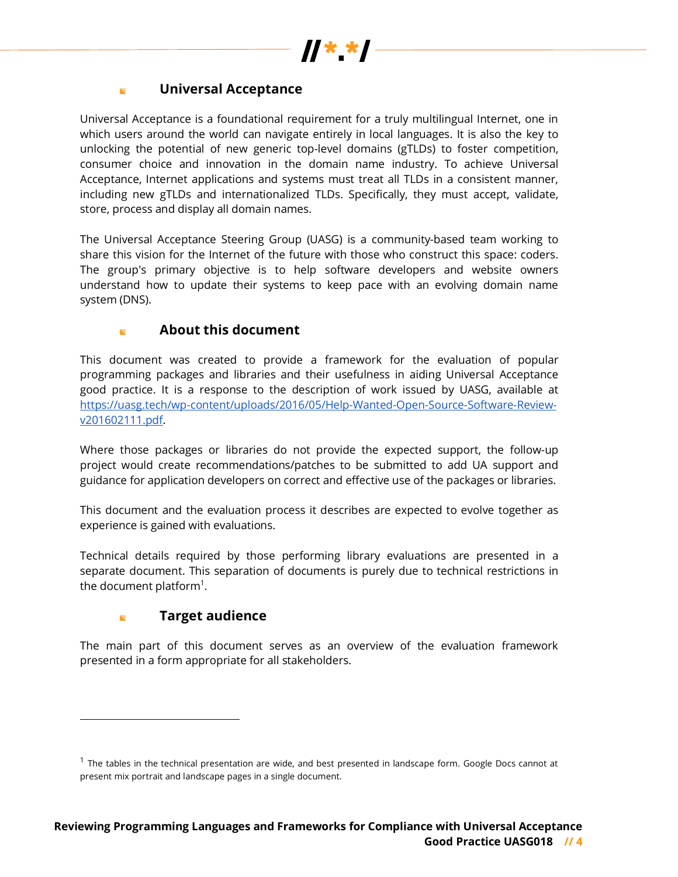## Universal Acceptance

Universal Acceptance is a foundational requirement for a truly multilingual Internet, one in which users around the world can navigate entirely in local languages. It is also the key to unlocking the potential of new generic top-level domains (gTLDs) to foster competition, consumer choice and innovation in the domain name industry. To achieve Universal Acceptance, Internet applications and systems must treat all TLDs in a consistent manner, including new gTLDs and internationalized TLDs. Specifically, they must accept, validate, store, process and display all domain names.

The Universal Acceptance Steering Group (UASG) is a community-based team working to share this vision for the Internet of the future with those who construct this space: coders. The group's primary objective is to help software developers and website owners understand how to update their systems to keep pace with an evolving domain name system (DNS).

## About this document

This document was created to provide a framework for the evaluation of popular programming packages and libraries and their usefulness in aiding Universal Acceptance good practice. It is a response to the description of work issued by UASG, available at [https://uasg.tech/wp-content/uploads/2016/05/Help-Wanted-Open-Source-Software-Review-v201602111.pdf](https://uasg.tech/wp-content/uploads/2016/05/Help-Wanted-Open-Source-Software-Review-v201602111.pdf).

Where those packages or libraries do not provide the expected support, the follow-up project would create recommendations/patches to be submitted to add UA support and guidance for application developers on correct and effective use of the packages or libraries.

This document and the evaluation process it describes are expected to evolve together as experience is gained with evaluations.

Technical details required by those performing library evaluations are presented in a separate document. This separation of documents is purely due to technical restrictions in the document platform[1].

## Target audience

The main part of this document serves as an overview of the evaluation framework presented in a form appropriate for all stakeholders.

---

[1] The tables in the technical presentation are wide, and best presented in landscape form. Google Docs cannot at present mix portrait and landscape pages in a single document.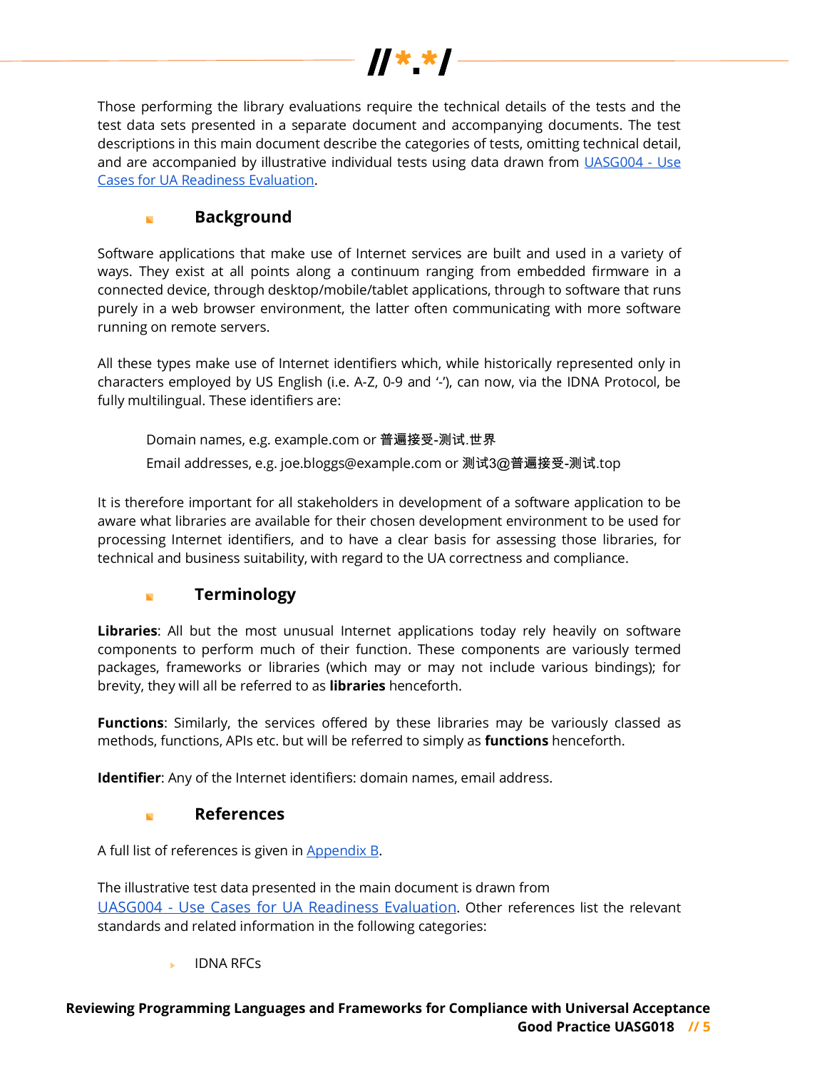Those performing the library evaluations require the technical details of the tests and the test data sets presented in a separate document and accompanying documents. The test descriptions in this main document describe the categories of tests, omitting technical detail, and are accompanied by illustrative individual tests using data drawn from [UASG004 - Use Cases for UA Readiness Evaluation](#).

## Background

Software applications that make use of Internet services are built and used in a variety of ways. They exist at all points along a continuum ranging from embedded firmware in a connected device, through desktop/mobile/tablet applications, through to software that runs purely in a web browser environment, the latter often communicating with more software running on remote servers.

All these types make use of Internet identifiers which, while historically represented only in characters employed by US English (i.e. A-Z, 0-9 and '-'), can now, via the IDNA Protocol, be fully multilingual. These identifiers are:

> Domain names, e.g. example.com or 普遍接受-测试.世界
>
> Email addresses, e.g. joe.bloggs@example.com or 测试3@普遍接受-测试.top

It is therefore important for all stakeholders in development of a software application to be aware what libraries are available for their chosen development environment to be used for processing Internet identifiers, and to have a clear basis for assessing those libraries, for technical and business suitability, with regard to the UA correctness and compliance.

## Terminology

**Libraries**: All but the most unusual Internet applications today rely heavily on software components to perform much of their function. These components are variously termed packages, frameworks or libraries (which may or may not include various bindings); for brevity, they will all be referred to as **libraries** henceforth.

**Functions**: Similarly, the services offered by these libraries may be variously classed as methods, functions, APIs etc. but will be referred to simply as **functions** henceforth.

**Identifier**: Any of the Internet identifiers: domain names, email address.

## References

A full list of references is given in [Appendix B](#).

The illustrative test data presented in the main document is drawn from [UASG004 - Use Cases for UA Readiness Evaluation](#). Other references list the relevant standards and related information in the following categories:

- IDNA RFCs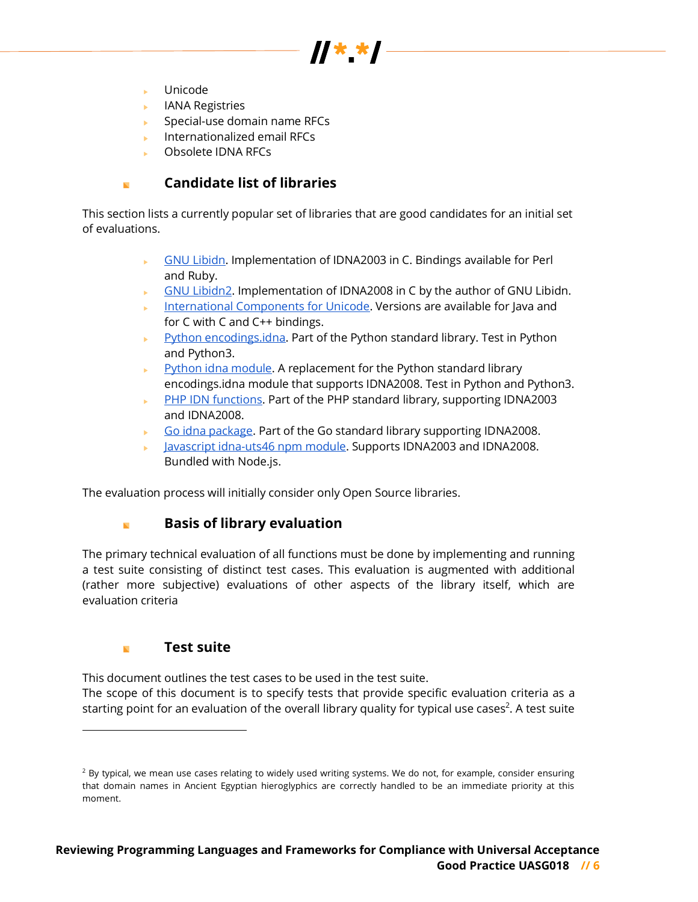- Unicode
- IANA Registries
- Special-use domain name RFCs
- Internationalized email RFCs
- Obsolete IDNA RFCs

## Candidate list of libraries

This section lists a currently popular set of libraries that are good candidates for an initial set of evaluations.

- GNU Libidn. Implementation of IDNA2003 in C. Bindings available for Perl and Ruby.
- GNU Libidn2. Implementation of IDNA2008 in C by the author of GNU Libidn.
- International Components for Unicode. Versions are available for Java and for C with C and C++ bindings.
- Python encodings.idna. Part of the Python standard library. Test in Python and Python3.
- Python idna module. A replacement for the Python standard library encodings.idna module that supports IDNA2008. Test in Python and Python3.
- PHP IDN functions. Part of the PHP standard library, supporting IDNA2003 and IDNA2008.
- Go idna package. Part of the Go standard library supporting IDNA2008.
- Javascript idna-uts46 npm module. Supports IDNA2003 and IDNA2008. Bundled with Node.js.

The evaluation process will initially consider only Open Source libraries.

## Basis of library evaluation

The primary technical evaluation of all functions must be done by implementing and running a test suite consisting of distinct test cases. This evaluation is augmented with additional (rather more subjective) evaluations of other aspects of the library itself, which are evaluation criteria

## Test suite

This document outlines the test cases to be used in the test suite.
The scope of this document is to specify tests that provide specific evaluation criteria as a starting point for an evaluation of the overall library quality for typical use cases[2]. A test suite

[2] By typical, we mean use cases relating to widely used writing systems. We do not, for example, consider ensuring that domain names in Ancient Egyptian hieroglyphics are correctly handled to be an immediate priority at this moment.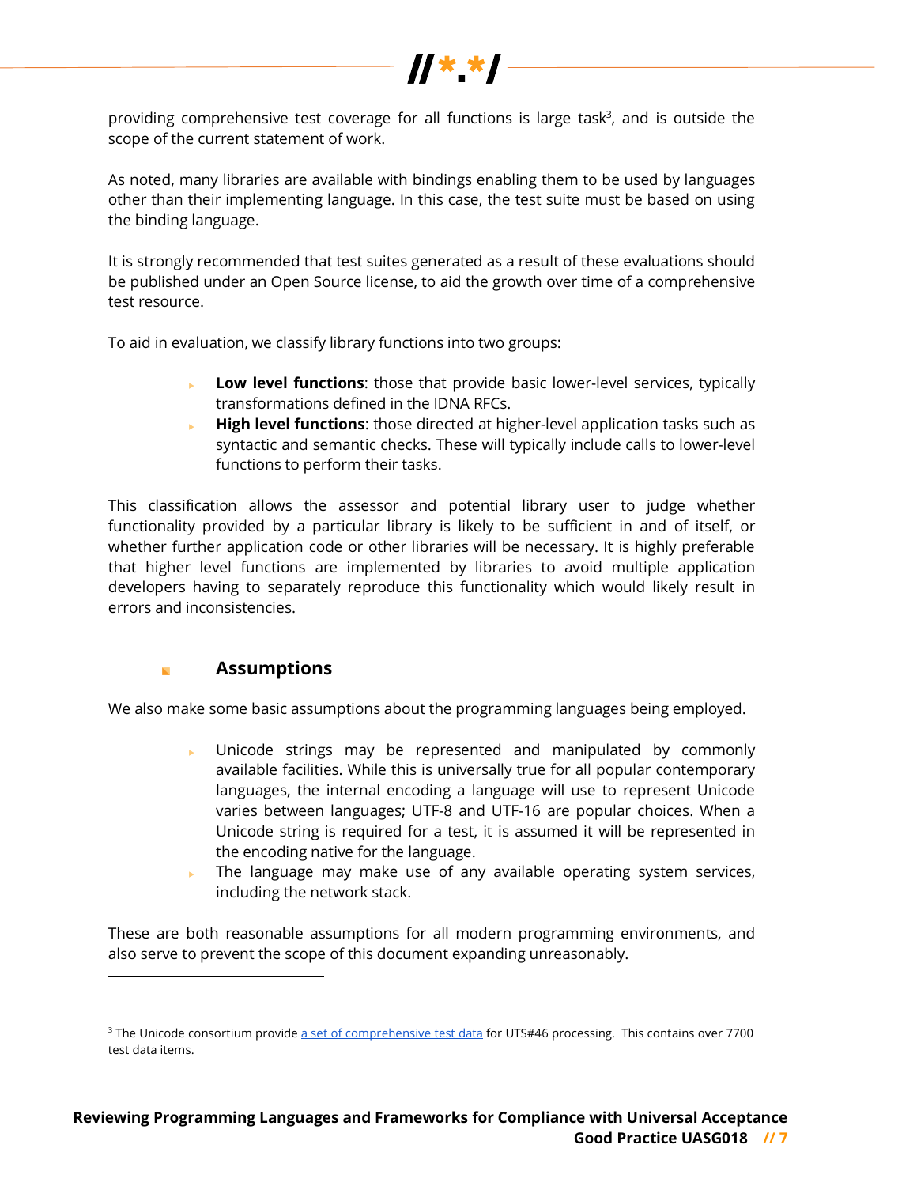providing comprehensive test coverage for all functions is large task[3], and is outside the scope of the current statement of work.

As noted, many libraries are available with bindings enabling them to be used by languages other than their implementing language. In this case, the test suite must be based on using the binding language.

It is strongly recommended that test suites generated as a result of these evaluations should be published under an Open Source license, to aid the growth over time of a comprehensive test resource.

To aid in evaluation, we classify library functions into two groups:

- **Low level functions**: those that provide basic lower-level services, typically transformations defined in the IDNA RFCs.
- **High level functions**: those directed at higher-level application tasks such as syntactic and semantic checks. These will typically include calls to lower-level functions to perform their tasks.

This classification allows the assessor and potential library user to judge whether functionality provided by a particular library is likely to be sufficient in and of itself, or whether further application code or other libraries will be necessary. It is highly preferable that higher level functions are implemented by libraries to avoid multiple application developers having to separately reproduce this functionality which would likely result in errors and inconsistencies.

## Assumptions

We also make some basic assumptions about the programming languages being employed.

- Unicode strings may be represented and manipulated by commonly available facilities. While this is universally true for all popular contemporary languages, the internal encoding a language will use to represent Unicode varies between languages; UTF-8 and UTF-16 are popular choices. When a Unicode string is required for a test, it is assumed it will be represented in the encoding native for the language.
- The language may make use of any available operating system services, including the network stack.

These are both reasonable assumptions for all modern programming environments, and also serve to prevent the scope of this document expanding unreasonably.

---

[3] The Unicode consortium provide a set of comprehensive test data for UTS#46 processing. This contains over 7700 test data items.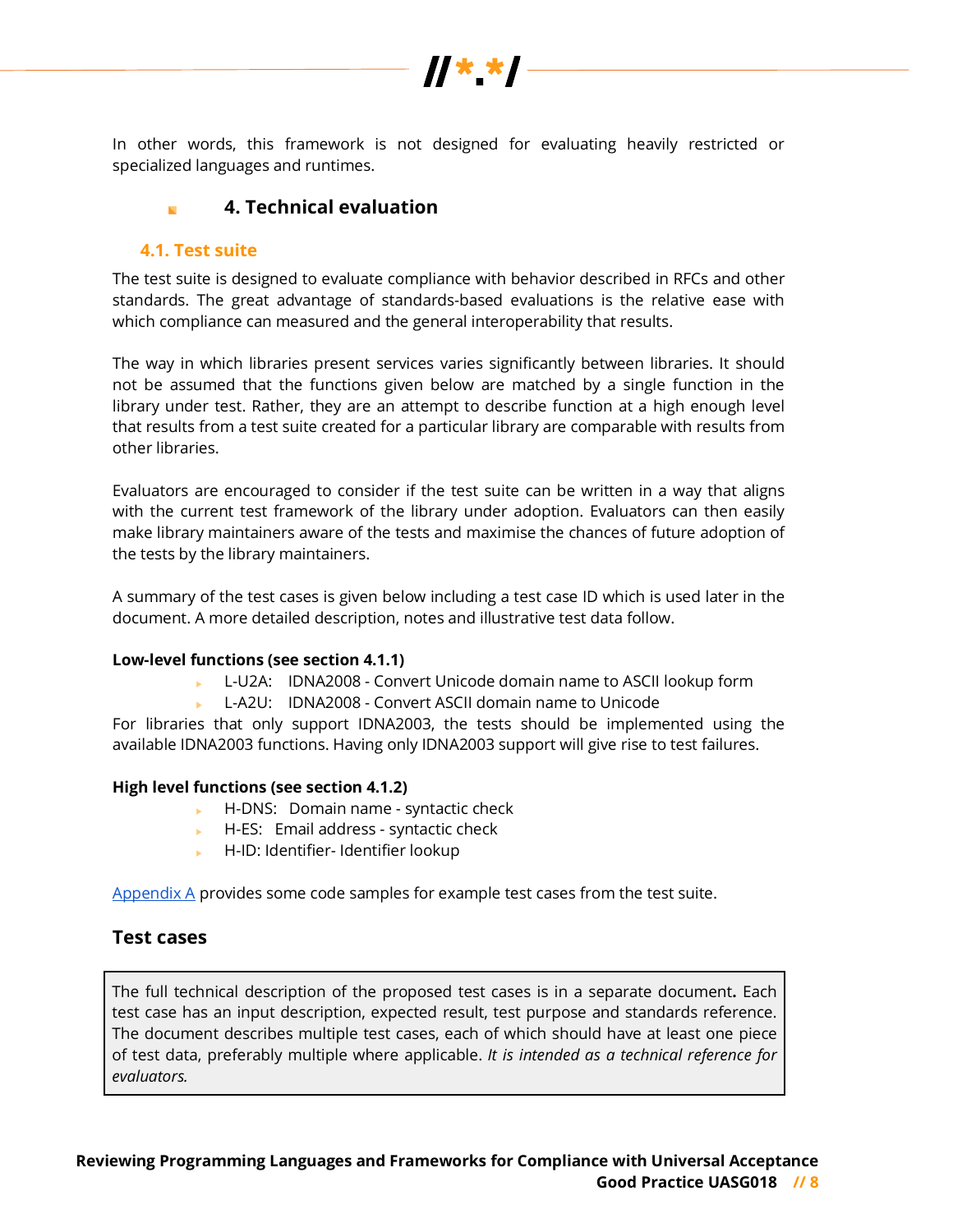In other words, this framework is not designed for evaluating heavily restricted or specialized languages and runtimes.

# 4. Technical evaluation

## 4.1. Test suite

The test suite is designed to evaluate compliance with behavior described in RFCs and other standards. The great advantage of standards-based evaluations is the relative ease with which compliance can measured and the general interoperability that results.

The way in which libraries present services varies significantly between libraries. It should not be assumed that the functions given below are matched by a single function in the library under test. Rather, they are an attempt to describe function at a high enough level that results from a test suite created for a particular library are comparable with results from other libraries.

Evaluators are encouraged to consider if the test suite can be written in a way that aligns with the current test framework of the library under adoption. Evaluators can then easily make library maintainers aware of the tests and maximise the chances of future adoption of the tests by the library maintainers.

A summary of the test cases is given below including a test case ID which is used later in the document. A more detailed description, notes and illustrative test data follow.

**Low-level functions (see section 4.1.1)**

- L-U2A: IDNA2008 - Convert Unicode domain name to ASCII lookup form
- L-A2U: IDNA2008 - Convert ASCII domain name to Unicode

For libraries that only support IDNA2003, the tests should be implemented using the available IDNA2003 functions. Having only IDNA2003 support will give rise to test failures.

**High level functions (see section 4.1.2)**

- H-DNS: Domain name - syntactic check
- H-ES: Email address - syntactic check
- H-ID: Identifier- Identifier lookup

Appendix A provides some code samples for example test cases from the test suite.

### Test cases

> The full technical description of the proposed test cases is in a separate document**.** Each test case has an input description, expected result, test purpose and standards reference. The document describes multiple test cases, each of which should have at least one piece of test data, preferably multiple where applicable. *It is intended as a technical reference for evaluators.*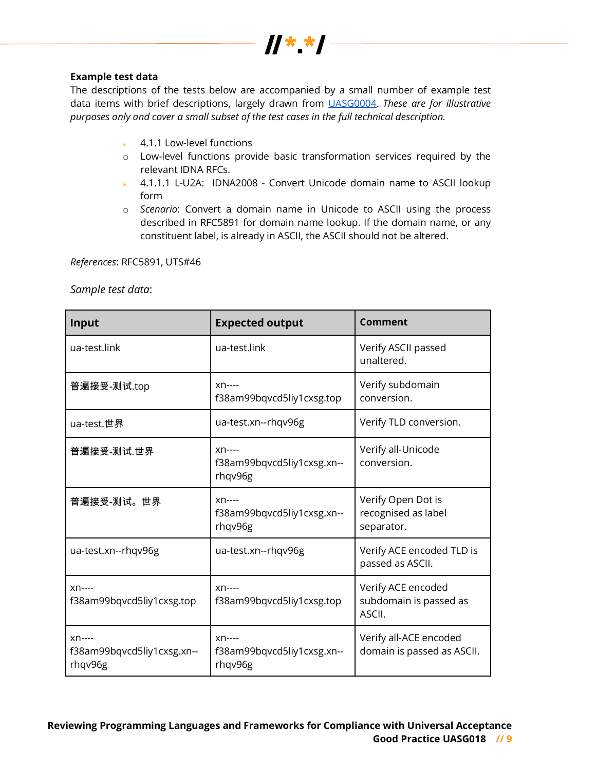**Example test data**

The descriptions of the tests below are accompanied by a small number of example test data items with brief descriptions, largely drawn from UASG0004. *These are for illustrative purposes only and cover a small subset of the test cases in the full technical description.*

- 4.1.1 Low-level functions
  - Low-level functions provide basic transformation services required by the relevant IDNA RFCs.
- 4.1.1.1 L-U2A: IDNA2008 - Convert Unicode domain name to ASCII lookup form
  - *Scenario*: Convert a domain name in Unicode to ASCII using the process described in RFC5891 for domain name lookup. If the domain name, or any constituent label, is already in ASCII, the ASCII should not be altered.

*References*: RFC5891, UTS#46

*Sample test data*:

| Input | Expected output | Comment |
| --- | --- | --- |
| ua-test.link | ua-test.link | Verify ASCII passed unaltered. |
| 普遍接受-测试.top | xn----f38am99bqvcd5liy1cxsg.top | Verify subdomain conversion. |
| ua-test.世界 | ua-test.xn--rhqv96g | Verify TLD conversion. |
| 普遍接受-测试.世界 | xn----f38am99bqvcd5liy1cxsg.xn--rhqv96g | Verify all-Unicode conversion. |
| 普遍接受-测试。世界 | xn----f38am99bqvcd5liy1cxsg.xn--rhqv96g | Verify Open Dot is recognised as label separator. |
| ua-test.xn--rhqv96g | ua-test.xn--rhqv96g | Verify ACE encoded TLD is passed as ASCII. |
| xn----f38am99bqvcd5liy1cxsg.top | xn----f38am99bqvcd5liy1cxsg.top | Verify ACE encoded subdomain is passed as ASCII. |
| xn----f38am99bqvcd5liy1cxsg.xn--rhqv96g | xn----f38am99bqvcd5liy1cxsg.xn--rhqv96g | Verify all-ACE encoded domain is passed as ASCII. |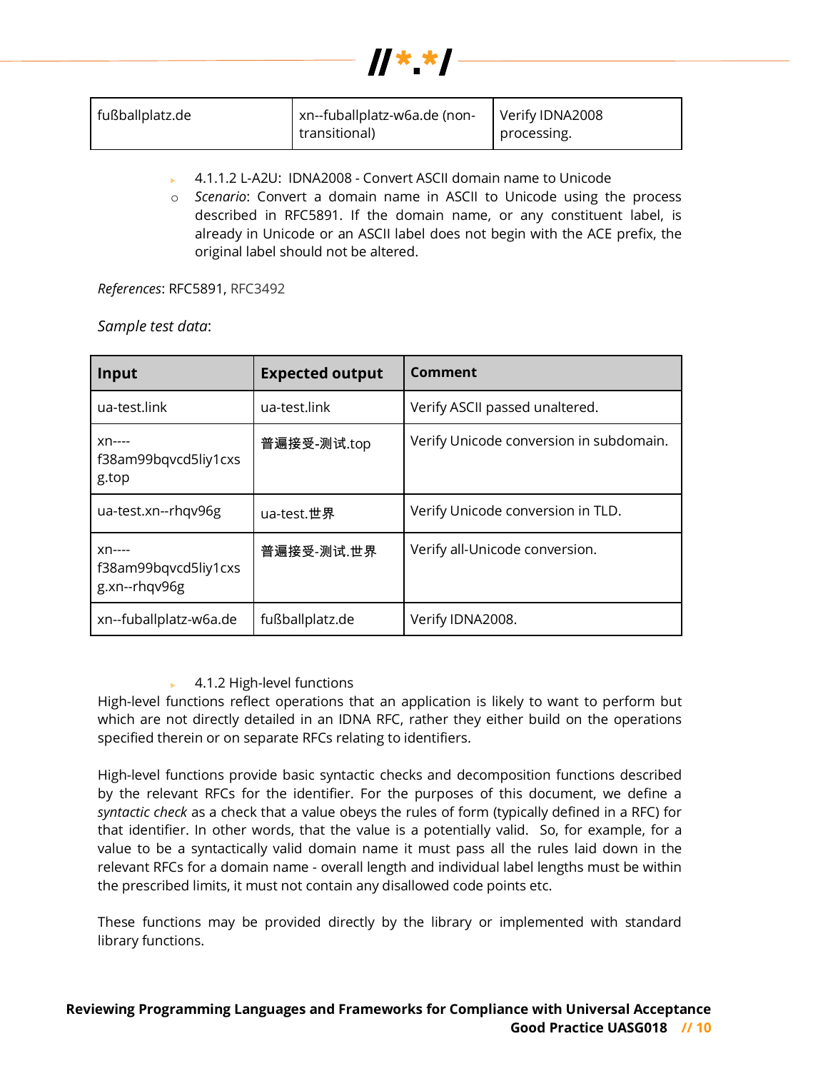| fußballplatz.de | xn--fuballplatz-w6a.de (non-transitional) | Verify IDNA2008 processing. |
|---|---|---|

- 4.1.1.2 L-A2U: IDNA2008 - Convert ASCII domain name to Unicode
  - *Scenario*: Convert a domain name in ASCII to Unicode using the process described in RFC5891. If the domain name, or any constituent label, is already in Unicode or an ASCII label does not begin with the ACE prefix, the original label should not be altered.

*References*: RFC5891, RFC3492

*Sample test data*:

| Input | Expected output | Comment |
|---|---|---|
| ua-test.link | ua-test.link | Verify ASCII passed unaltered. |
| xn----f38am99bqvcd5liy1cxsg.top | 普遍接受-测试.top | Verify Unicode conversion in subdomain. |
| ua-test.xn--rhqv96g | ua-test.世界 | Verify Unicode conversion in TLD. |
| xn----f38am99bqvcd5liy1cxsg.xn--rhqv96g | 普遍接受-测试.世界 | Verify all-Unicode conversion. |
| xn--fuballplatz-w6a.de | fußballplatz.de | Verify IDNA2008. |

- 4.1.2 High-level functions

High-level functions reflect operations that an application is likely to want to perform but which are not directly detailed in an IDNA RFC, rather they either build on the operations specified therein or on separate RFCs relating to identifiers.

High-level functions provide basic syntactic checks and decomposition functions described by the relevant RFCs for the identifier. For the purposes of this document, we define a *syntactic check* as a check that a value obeys the rules of form (typically defined in a RFC) for that identifier. In other words, that the value is a potentially valid. So, for example, for a value to be a syntactically valid domain name it must pass all the rules laid down in the relevant RFCs for a domain name - overall length and individual label lengths must be within the prescribed limits, it must not contain any disallowed code points etc.

These functions may be provided directly by the library or implemented with standard library functions.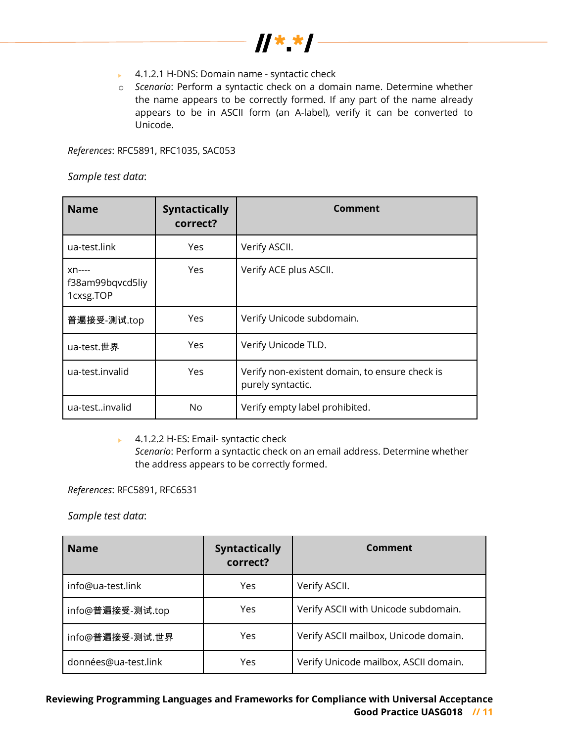- 4.1.2.1 H-DNS: Domain name - syntactic check
  - *Scenario*: Perform a syntactic check on a domain name. Determine whether the name appears to be correctly formed. If any part of the name already appears to be in ASCII form (an A-label), verify it can be converted to Unicode.

*References*: RFC5891, RFC1035, SAC053

*Sample test data*:

| Name | Syntactically correct? | Comment |
|---|---|---|
| ua-test.link | Yes | Verify ASCII. |
| xn----f38am99bqvcd5liy1cxsg.TOP | Yes | Verify ACE plus ASCII. |
| 普遍接受-测试.top | Yes | Verify Unicode subdomain. |
| ua-test.世界 | Yes | Verify Unicode TLD. |
| ua-test.invalid | Yes | Verify non-existent domain, to ensure check is purely syntactic. |
| ua-test..invalid | No | Verify empty label prohibited. |

- 4.1.2.2 H-ES: Email- syntactic check
  *Scenario*: Perform a syntactic check on an email address. Determine whether the address appears to be correctly formed.

*References*: RFC5891, RFC6531

*Sample test data*:

| Name | Syntactically correct? | Comment |
|---|---|---|
| info@ua-test.link | Yes | Verify ASCII. |
| info@普遍接受-测试.top | Yes | Verify ASCII with Unicode subdomain. |
| info@普遍接受-测试.世界 | Yes | Verify ASCII mailbox, Unicode domain. |
| données@ua-test.link | Yes | Verify Unicode mailbox, ASCII domain. |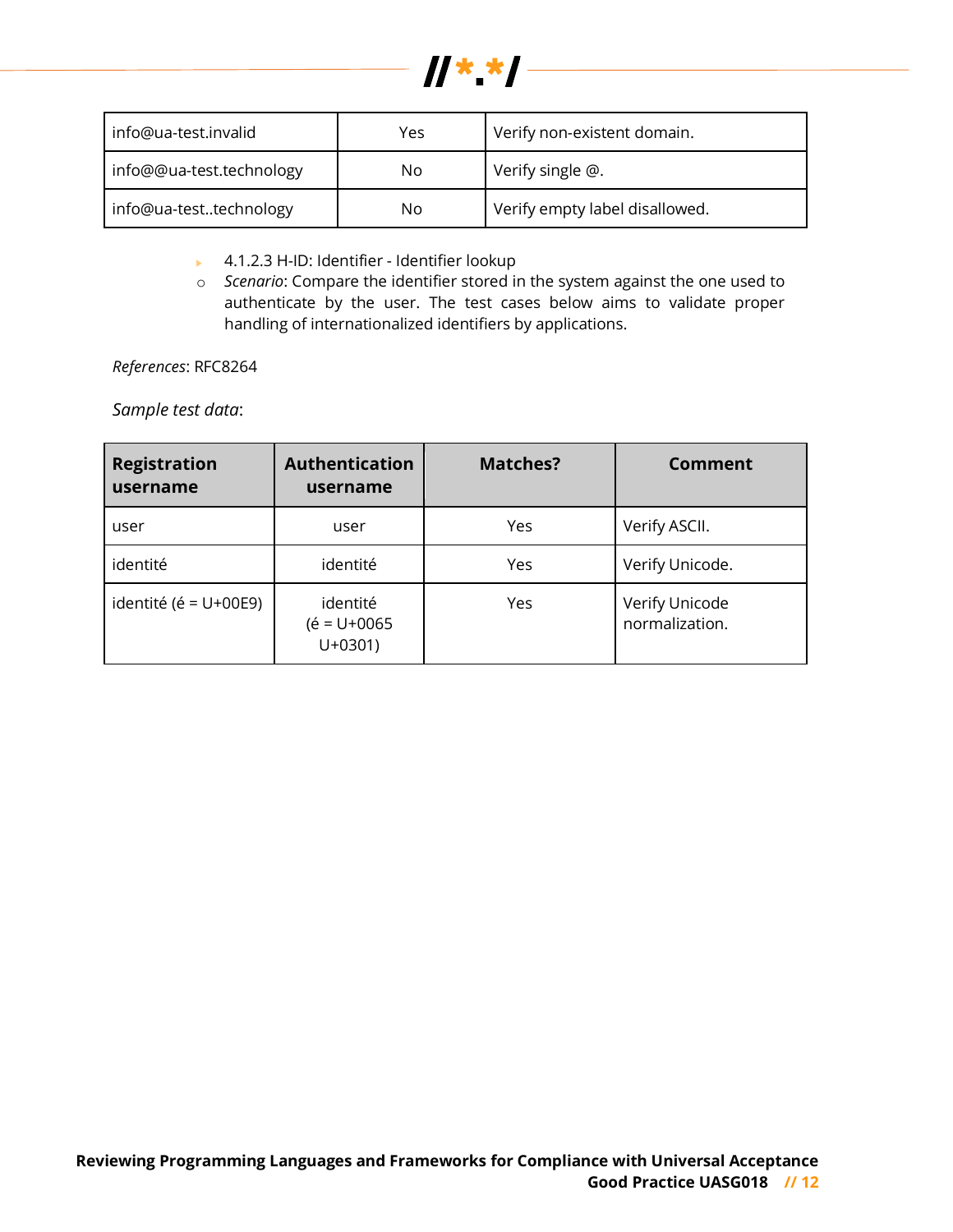| info@ua-test.invalid | Yes | Verify non-existent domain. |
|---|---|---|
| info@@ua-test.technology | No | Verify single @. |
| info@ua-test..technology | No | Verify empty label disallowed. |

- 4.1.2.3 H-ID: Identifier - Identifier lookup
  - *Scenario*: Compare the identifier stored in the system against the one used to authenticate the user. The test cases below aims to validate proper handling of internationalized identifiers by applications.

*References*: RFC8264

*Sample test data*:

| Registration username | Authentication username | Matches? | Comment |
|---|---|---|---|
| user | user | Yes | Verify ASCII. |
| identité | identité | Yes | Verify Unicode. |
| identité (é = U+00E9) | identité (é = U+0065 U+0301) | Yes | Verify Unicode normalization. |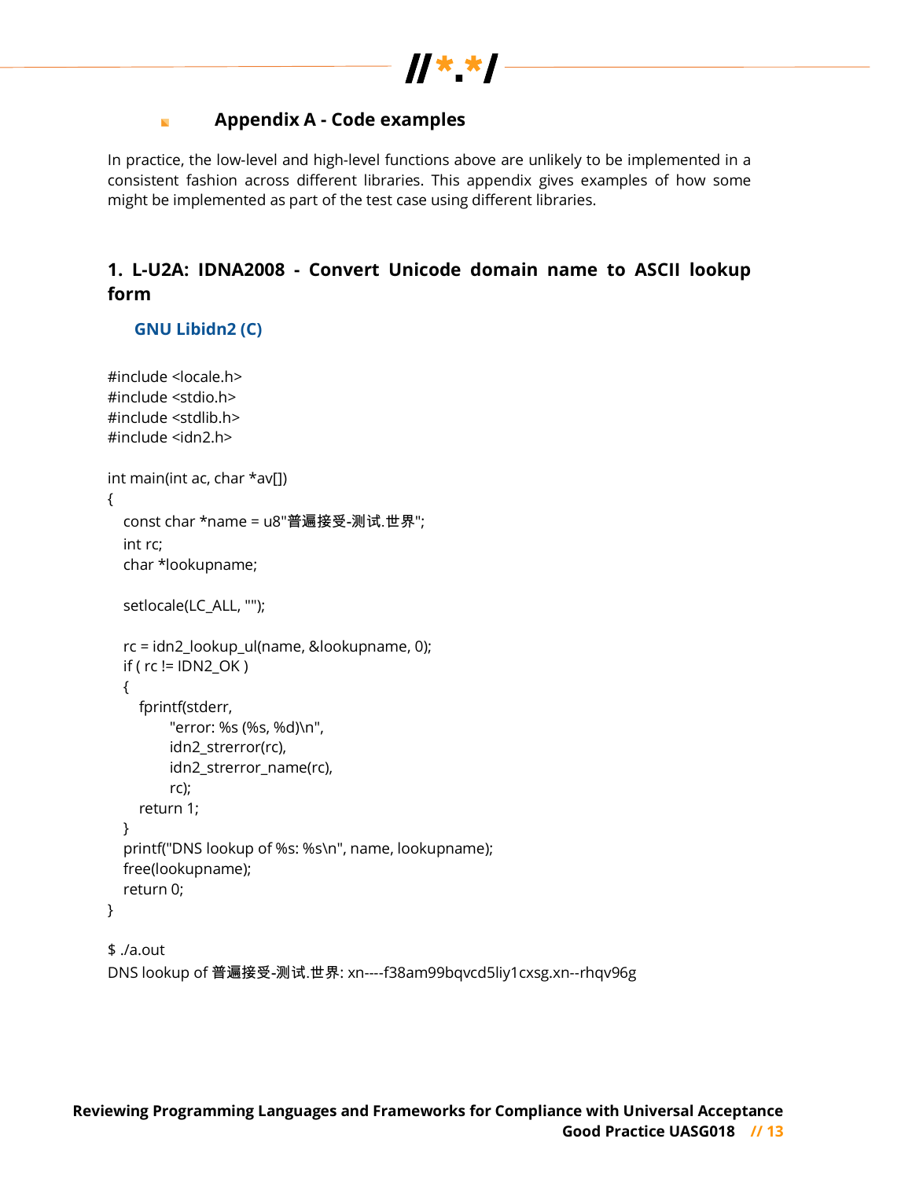## Appendix A - Code examples

In practice, the low-level and high-level functions above are unlikely to be implemented in a consistent fashion across different libraries. This appendix gives examples of how some might be implemented as part of the test case using different libraries.

### 1. L-U2A: IDNA2008 - Convert Unicode domain name to ASCII lookup form

#### GNU Libidn2 (C)

```
#include <locale.h>
#include <stdio.h>
#include <stdlib.h>
#include <idn2.h>

int main(int ac, char *av[])
{
   const char *name = u8"普遍接受-测试.世界";
   int rc;
   char *lookupname;

   setlocale(LC_ALL, "");

   rc = idn2_lookup_ul(name, &lookupname, 0);
   if ( rc != IDN2_OK )
   {
      fprintf(stderr,
            "error: %s (%s, %d)\n",
            idn2_strerror(rc),
            idn2_strerror_name(rc),
            rc);
      return 1;
   }
   printf("DNS lookup of %s: %s\n", name, lookupname);
   free(lookupname);
   return 0;
}
```

```
$ ./a.out
DNS lookup of 普遍接受-测试.世界: xn----f38am99bqvcd5liy1cxsg.xn--rhqv96g
```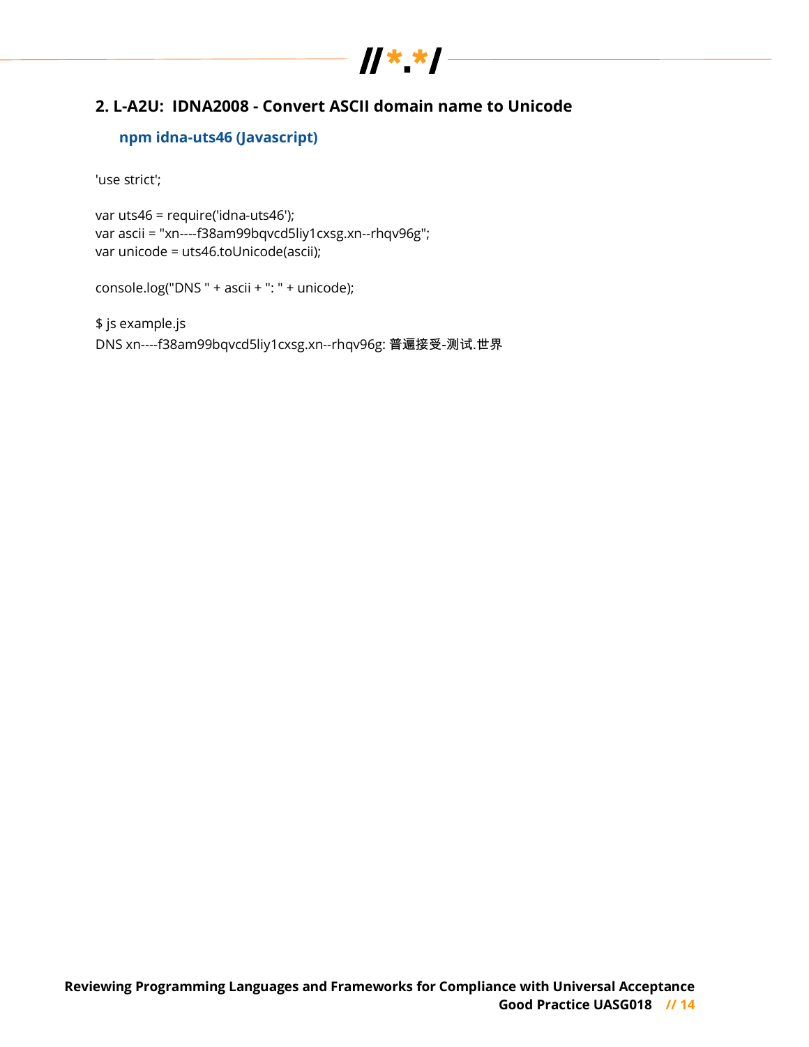## 2. L-A2U: IDNA2008 - Convert ASCII domain name to Unicode

### npm idna-uts46 (Javascript)

```
'use strict';

var uts46 = require('idna-uts46');
var ascii = "xn----f38am99bqvcd5liy1cxsg.xn--rhqv96g";
var unicode = uts46.toUnicode(ascii);

console.log("DNS " + ascii + ": " + unicode);

$ js example.js
DNS xn----f38am99bqvcd5liy1cxsg.xn--rhqv96g: 普遍接受-测试.世界
```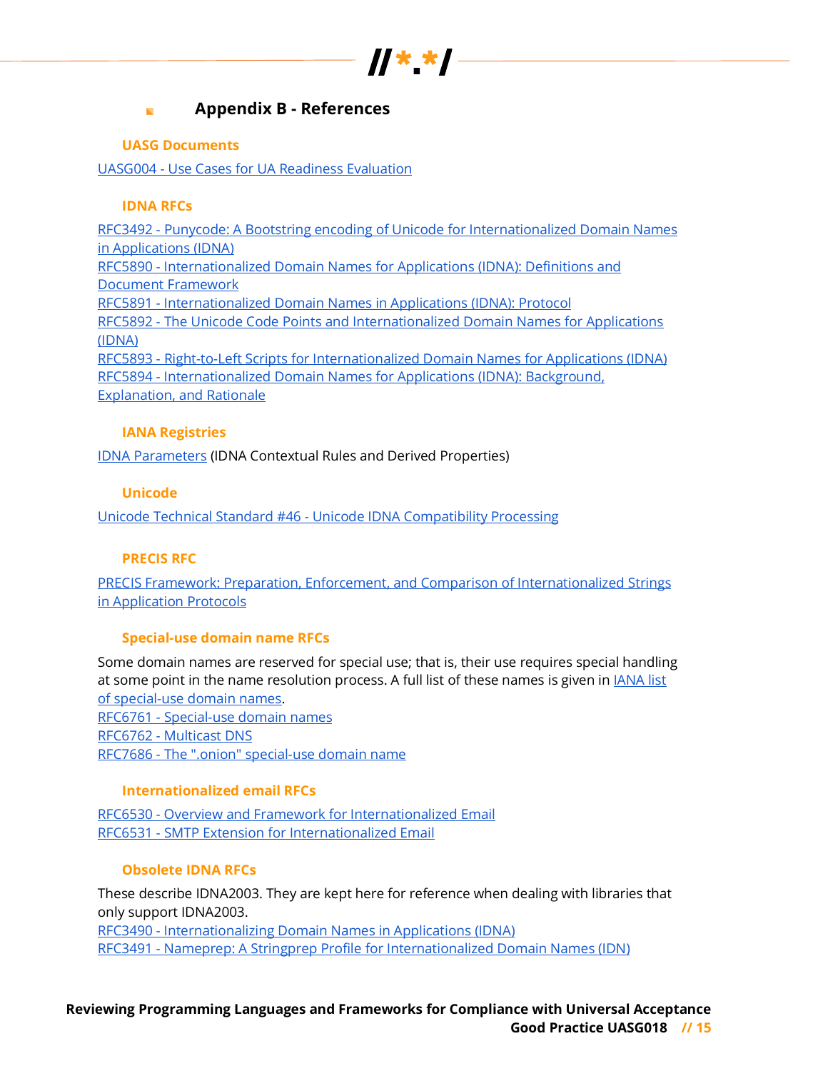## Appendix B - References

### UASG Documents

UASG004 - Use Cases for UA Readiness Evaluation

### IDNA RFCs

RFC3492 - Punycode: A Bootstring encoding of Unicode for Internationalized Domain Names in Applications (IDNA)
RFC5890 - Internationalized Domain Names for Applications (IDNA): Definitions and Document Framework
RFC5891 - Internationalized Domain Names in Applications (IDNA): Protocol
RFC5892 - The Unicode Code Points and Internationalized Domain Names for Applications (IDNA)
RFC5893 - Right-to-Left Scripts for Internationalized Domain Names for Applications (IDNA)
RFC5894 - Internationalized Domain Names for Applications (IDNA): Background, Explanation, and Rationale

### IANA Registries

IDNA Parameters (IDNA Contextual Rules and Derived Properties)

### Unicode

Unicode Technical Standard #46 - Unicode IDNA Compatibility Processing

### PRECIS RFC

PRECIS Framework: Preparation, Enforcement, and Comparison of Internationalized Strings in Application Protocols

### Special-use domain name RFCs

Some domain names are reserved for special use; that is, their use requires special handling at some point in the name resolution process. A full list of these names is given in IANA list of special-use domain names.
RFC6761 - Special-use domain names
RFC6762 - Multicast DNS
RFC7686 - The ".onion" special-use domain name

### Internationalized email RFCs

RFC6530 - Overview and Framework for Internationalized Email
RFC6531 - SMTP Extension for Internationalized Email

### Obsolete IDNA RFCs

These describe IDNA2003. They are kept here for reference when dealing with libraries that only support IDNA2003.
RFC3490 - Internationalizing Domain Names in Applications (IDNA)
RFC3491 - Nameprep: A Stringprep Profile for Internationalized Domain Names (IDN)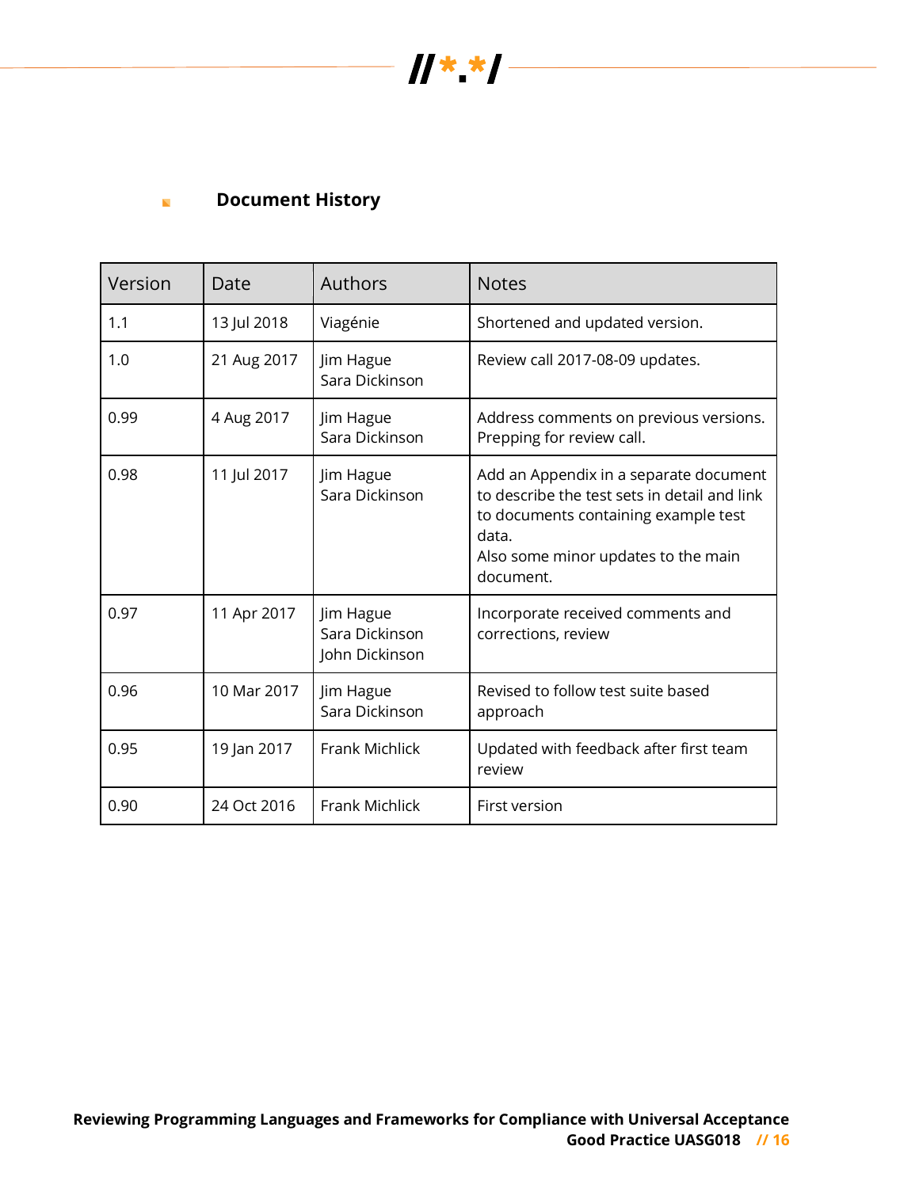## Document History

| Version | Date | Authors | Notes |
| --- | --- | --- | --- |
| 1.1 | 13 Jul 2018 | Viagénie | Shortened and updated version. |
| 1.0 | 21 Aug 2017 | Jim Hague<br>Sara Dickinson | Review call 2017-08-09 updates. |
| 0.99 | 4 Aug 2017 | Jim Hague<br>Sara Dickinson | Address comments on previous versions. Prepping for review call. |
| 0.98 | 11 Jul 2017 | Jim Hague<br>Sara Dickinson | Add an Appendix in a separate document to describe the test sets in detail and link to documents containing example test data.<br>Also some minor updates to the main document. |
| 0.97 | 11 Apr 2017 | Jim Hague<br>Sara Dickinson<br>John Dickinson | Incorporate received comments and corrections, review |
| 0.96 | 10 Mar 2017 | Jim Hague<br>Sara Dickinson | Revised to follow test suite based approach |
| 0.95 | 19 Jan 2017 | Frank Michlick | Updated with feedback after first team review |
| 0.90 | 24 Oct 2016 | Frank Michlick | First version |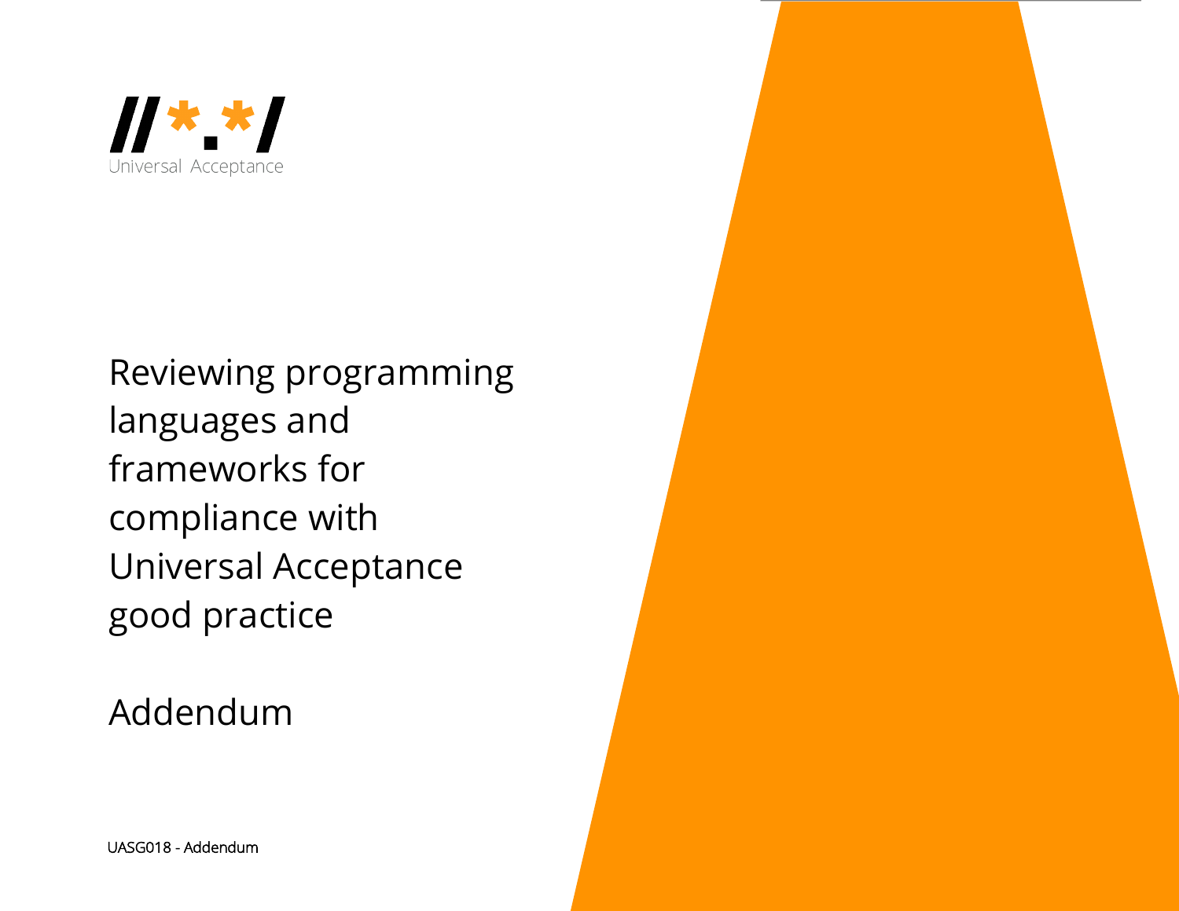//*.*/

Universal Acceptance

# Reviewing programming languages and frameworks for compliance with Universal Acceptance good practice

## Addendum

UASG018 - Addendum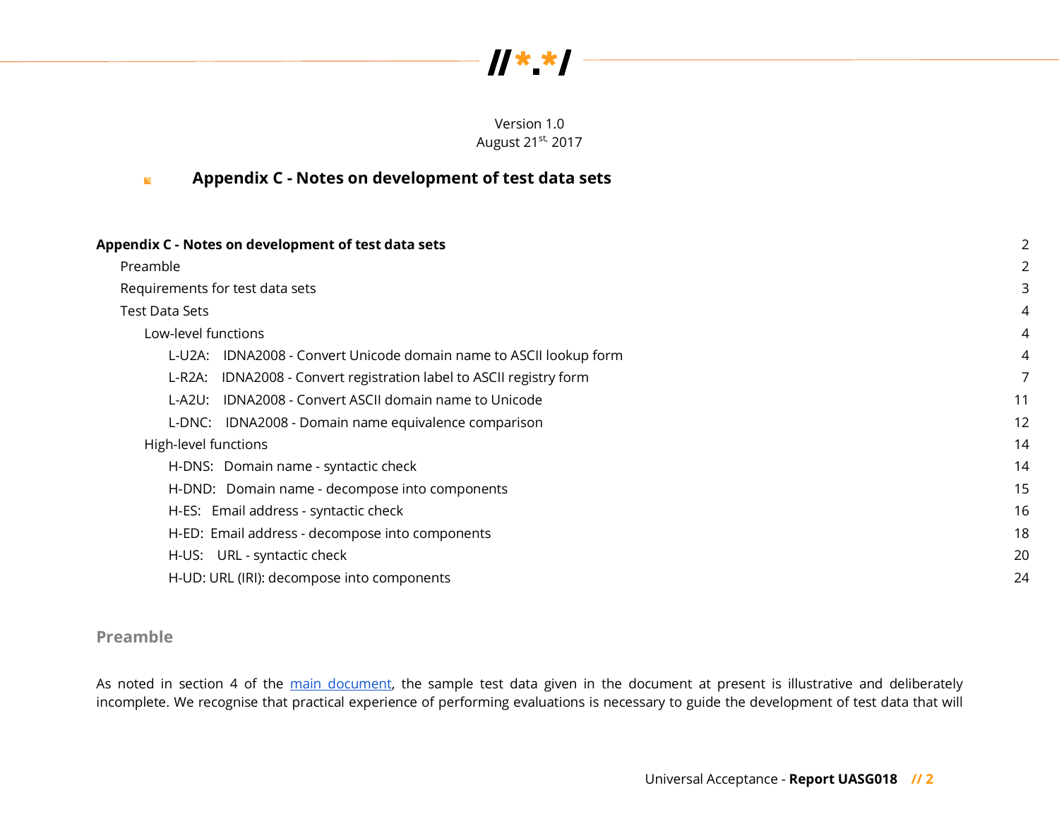Version 1.0
August 21st, 2017

# Appendix C - Notes on development of test data sets

**Appendix C - Notes on development of test data sets** 2
- Preamble 2
- Requirements for test data sets 3
- Test Data Sets 4
  - Low-level functions 4
    - L-U2A: IDNA2008 - Convert Unicode domain name to ASCII lookup form 4
    - L-R2A: IDNA2008 - Convert registration label to ASCII registry form 7
    - L-A2U: IDNA2008 - Convert ASCII domain name to Unicode 11
    - L-DNC: IDNA2008 - Domain name equivalence comparison 12
  - High-level functions 14
    - H-DNS: Domain name - syntactic check 14
    - H-DND: Domain name - decompose into components 15
    - H-ES: Email address - syntactic check 16
    - H-ED: Email address - decompose into components 18
    - H-US: URL - syntactic check 20
    - H-UD: URL (IRI): decompose into components 24

## Preamble

As noted in section 4 of the main document, the sample test data given in the document at present is illustrative and deliberately incomplete. We recognise that practical experience of performing evaluations is necessary to guide the development of test data that will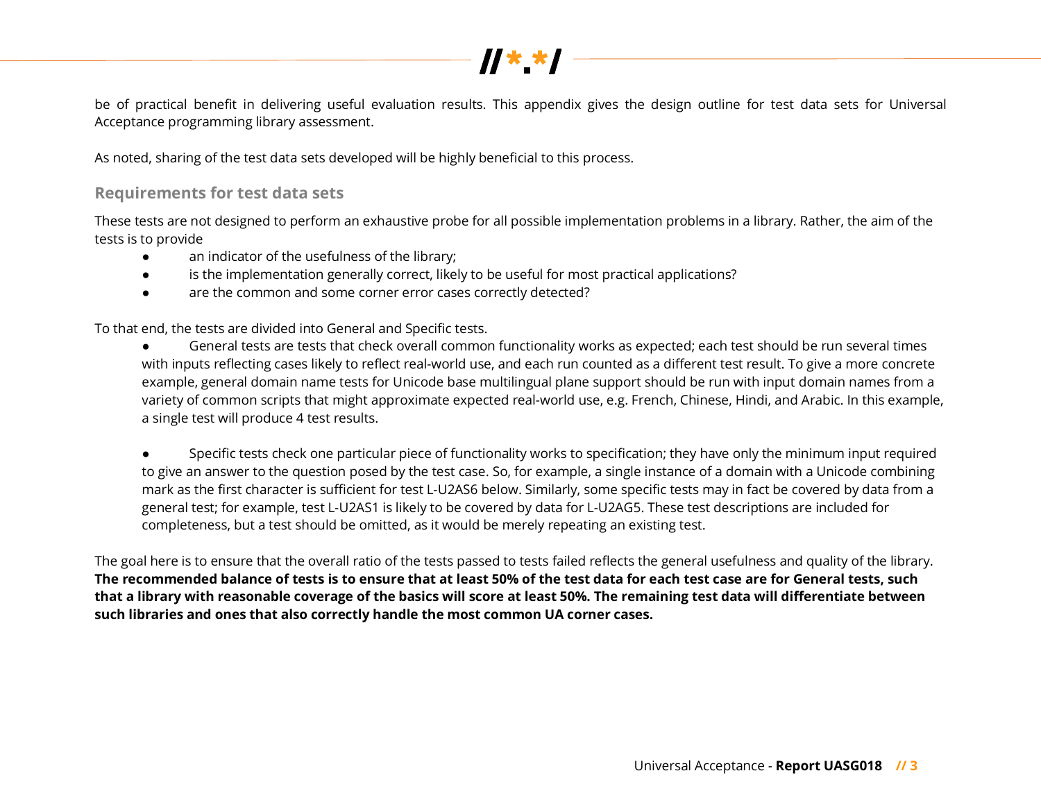be of practical benefit in delivering useful evaluation results. This appendix gives the design outline for test data sets for Universal Acceptance programming library assessment.

As noted, sharing of the test data sets developed will be highly beneficial to this process.

### Requirements for test data sets

These tests are not designed to perform an exhaustive probe for all possible implementation problems in a library. Rather, the aim of the tests is to provide

- an indicator of the usefulness of the library;
- is the implementation generally correct, likely to be useful for most practical applications?
- are the common and some corner error cases correctly detected?

To that end, the tests are divided into General and Specific tests.

- General tests are tests that check overall common functionality works as expected; each test should be run several times with inputs reflecting cases likely to reflect real-world use, and each run counted as a different test result. To give a more concrete example, general domain name tests for Unicode base multilingual plane support should be run with input domain names from a variety of common scripts that might approximate expected real-world use, e.g. French, Chinese, Hindi, and Arabic. In this example, a single test will produce 4 test results.

- Specific tests check one particular piece of functionality works to specification; they have only the minimum input required to give an answer to the question posed by the test case. So, for example, a single instance of a domain with a Unicode combining mark as the first character is sufficient for test L-U2AS6 below. Similarly, some specific tests may in fact be covered by data from a general test; for example, test L-U2AS1 is likely to be covered by data for L-U2AG5. These test descriptions are included for completeness, but a test should be omitted, as it would be merely repeating an existing test.

The goal here is to ensure that the overall ratio of the tests passed to tests failed reflects the general usefulness and quality of the library. **The recommended balance of tests is to ensure that at least 50% of the test data for each test case are for General tests, such that a library with reasonable coverage of the basics will score at least 50%. The remaining test data will differentiate between such libraries and ones that also correctly handle the most common UA corner cases.**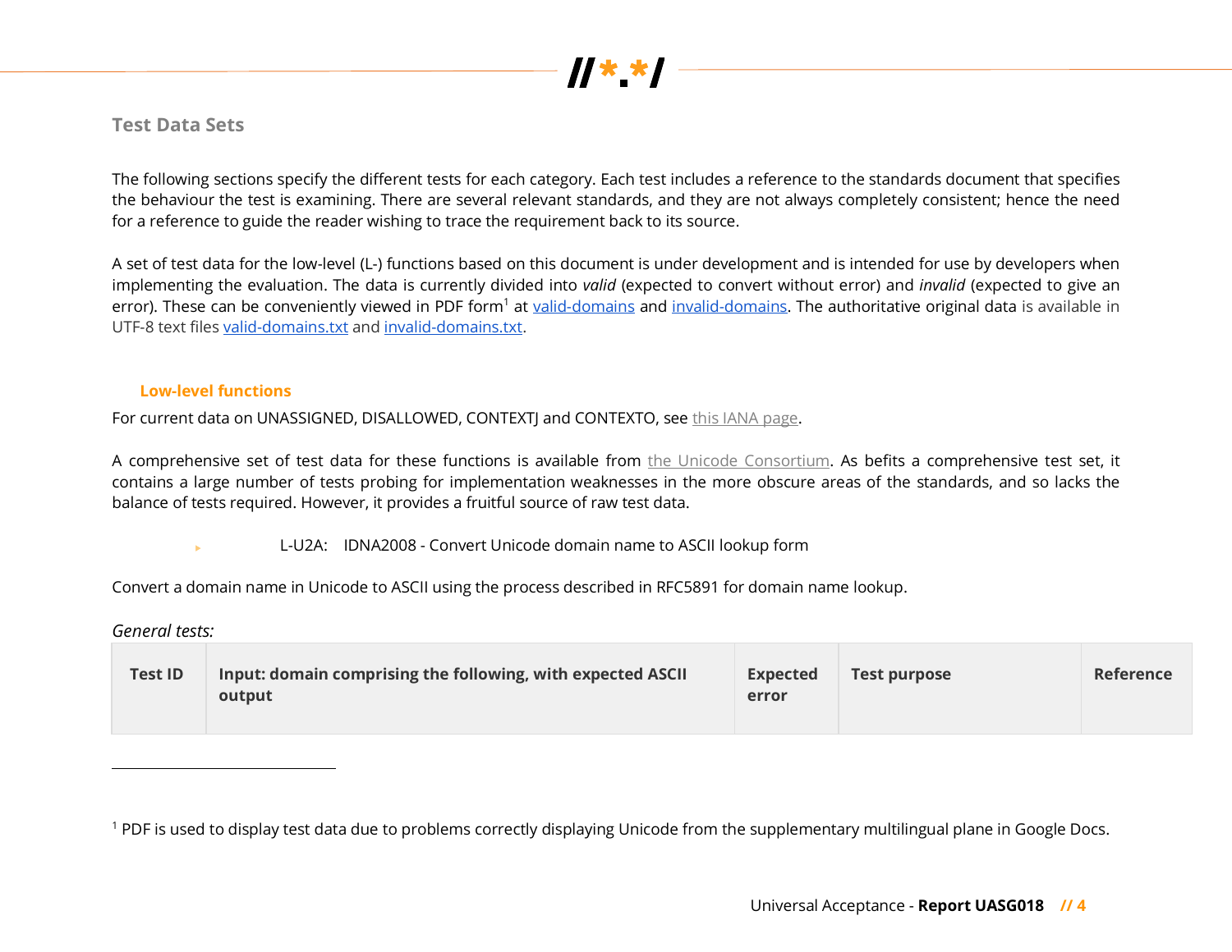## Test Data Sets

The following sections specify the different tests for each category. Each test includes a reference to the standards document that specifies the behaviour the test is examining. There are several relevant standards, and they are not always completely consistent; hence the need for a reference to guide the reader wishing to trace the requirement back to its source.

A set of test data for the low-level (L-) functions based on this document is under development and is intended for use by developers when implementing the evaluation. The data is currently divided into *valid* (expected to convert without error) and *invalid* (expected to give an error). These can be conveniently viewed in PDF form[1] at valid-domains and invalid-domains. The authoritative original data is available in UTF-8 text files valid-domains.txt and invalid-domains.txt.

### Low-level functions

For current data on UNASSIGNED, DISALLOWED, CONTEXTJ and CONTEXTO, see this IANA page.

A comprehensive set of test data for these functions is available from the Unicode Consortium. As befits a comprehensive test set, it contains a large number of tests probing for implementation weaknesses in the more obscure areas of the standards, and so lacks the balance of tests required. However, it provides a fruitful source of raw test data.

#### L-U2A: IDNA2008 - Convert Unicode domain name to ASCII lookup form

Convert a domain name in Unicode to ASCII using the process described in RFC5891 for domain name lookup.

*General tests:*

| Test ID | Input: domain comprising the following, with expected ASCII output | Expected error | Test purpose | Reference |
|---|---|---|---|---|

[1] PDF is used to display test data due to problems correctly displaying Unicode from the supplementary multilingual plane in Google Docs.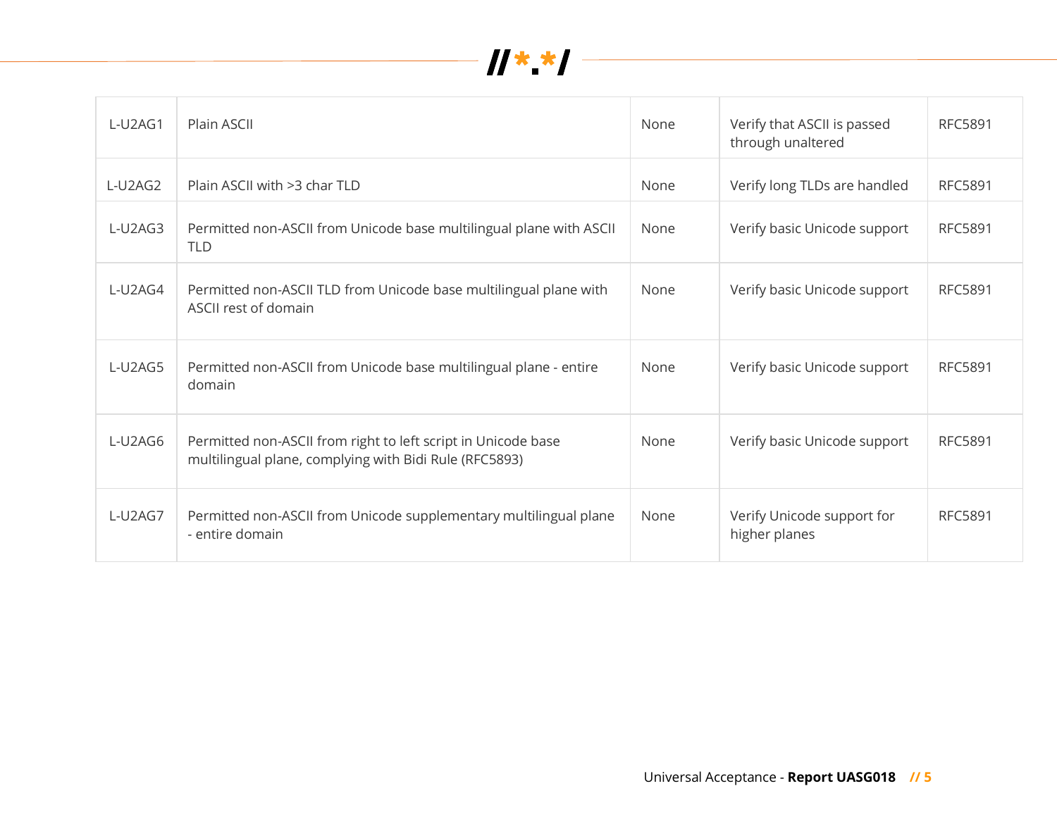| L-U2AG1 | Plain ASCII | None | Verify that ASCII is passed through unaltered | RFC5891 |
|---|---|---|---|---|
| L-U2AG2 | Plain ASCII with >3 char TLD | None | Verify long TLDs are handled | RFC5891 |
| L-U2AG3 | Permitted non-ASCII from Unicode base multilingual plane with ASCII TLD | None | Verify basic Unicode support | RFC5891 |
| L-U2AG4 | Permitted non-ASCII TLD from Unicode base multilingual plane with ASCII rest of domain | None | Verify basic Unicode support | RFC5891 |
| L-U2AG5 | Permitted non-ASCII from Unicode base multilingual plane - entire domain | None | Verify basic Unicode support | RFC5891 |
| L-U2AG6 | Permitted non-ASCII from right to left script in Unicode base multilingual plane, complying with Bidi Rule (RFC5893) | None | Verify basic Unicode support | RFC5891 |
| L-U2AG7 | Permitted non-ASCII from Unicode supplementary multilingual plane - entire domain | None | Verify Unicode support for higher planes | RFC5891 |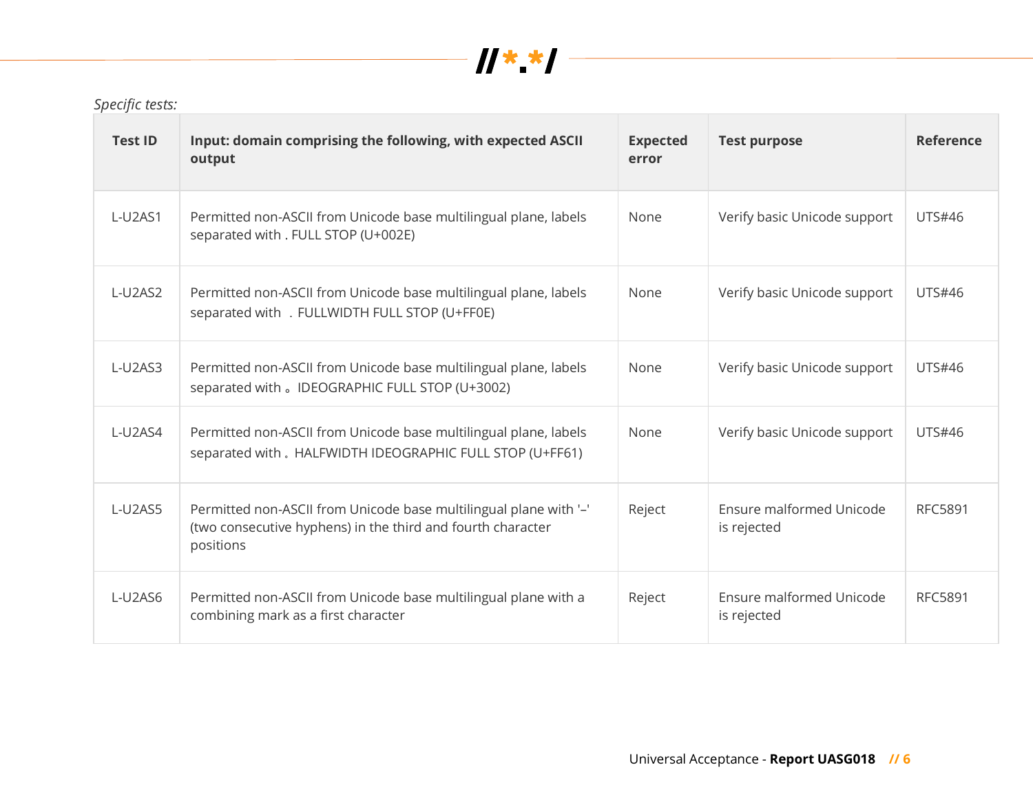*Specific tests:*

| Test ID | Input: domain comprising the following, with expected ASCII output | Expected error | Test purpose | Reference |
|---|---|---|---|---|
| L-U2AS1 | Permitted non-ASCII from Unicode base multilingual plane, labels separated with . FULL STOP (U+002E) | None | Verify basic Unicode support | UTS#46 |
| L-U2AS2 | Permitted non-ASCII from Unicode base multilingual plane, labels separated with ． FULLWIDTH FULL STOP (U+FF0E) | None | Verify basic Unicode support | UTS#46 |
| L-U2AS3 | Permitted non-ASCII from Unicode base multilingual plane, labels separated with 。 IDEOGRAPHIC FULL STOP (U+3002) | None | Verify basic Unicode support | UTS#46 |
| L-U2AS4 | Permitted non-ASCII from Unicode base multilingual plane, labels separated with ｡ HALFWIDTH IDEOGRAPHIC FULL STOP (U+FF61) | None | Verify basic Unicode support | UTS#46 |
| L-U2AS5 | Permitted non-ASCII from Unicode base multilingual plane with '--' (two consecutive hyphens) in the third and fourth character positions | Reject | Ensure malformed Unicode is rejected | RFC5891 |
| L-U2AS6 | Permitted non-ASCII from Unicode base multilingual plane with a combining mark as a first character | Reject | Ensure malformed Unicode is rejected | RFC5891 |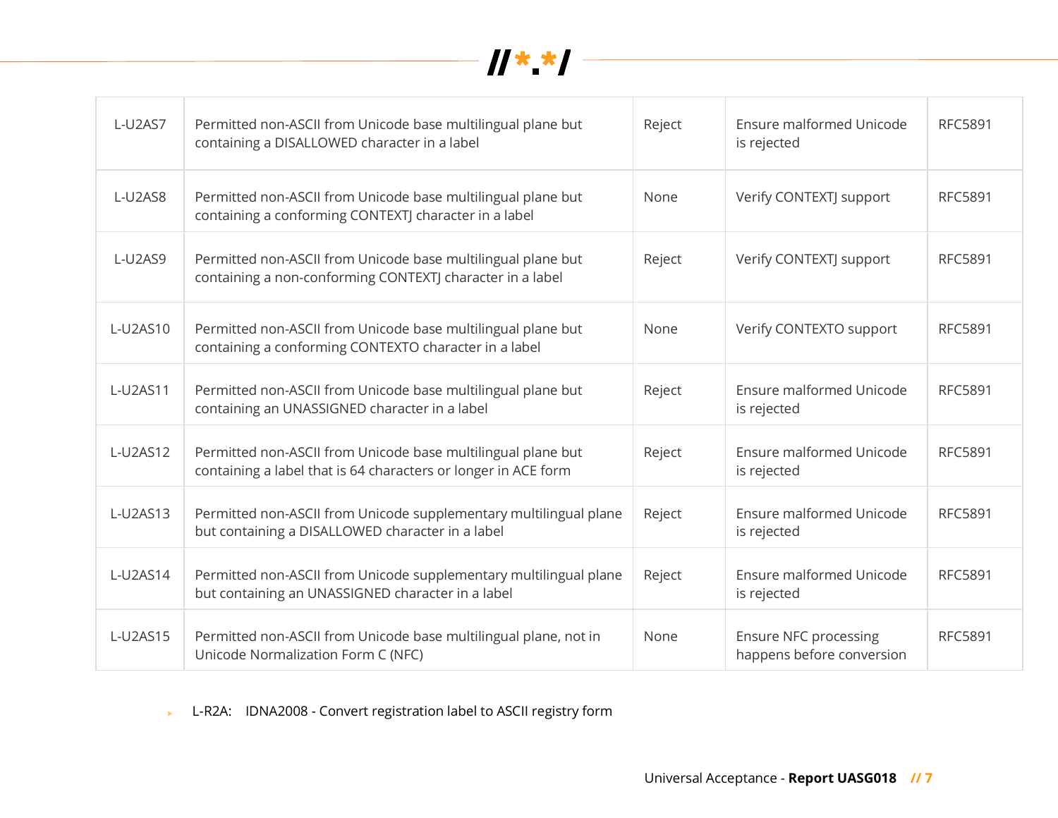| | | | | |
|---|---|---|---|---|
| L-U2AS7 | Permitted non-ASCII from Unicode base multilingual plane but containing a DISALLOWED character in a label | Reject | Ensure malformed Unicode is rejected | RFC5891 |
| L-U2AS8 | Permitted non-ASCII from Unicode base multilingual plane but containing a conforming CONTEXTJ character in a label | None | Verify CONTEXTJ support | RFC5891 |
| L-U2AS9 | Permitted non-ASCII from Unicode base multilingual plane but containing a non-conforming CONTEXTJ character in a label | Reject | Verify CONTEXTJ support | RFC5891 |
| L-U2AS10 | Permitted non-ASCII from Unicode base multilingual plane but containing a conforming CONTEXTO character in a label | None | Verify CONTEXTO support | RFC5891 |
| L-U2AS11 | Permitted non-ASCII from Unicode base multilingual plane but containing an UNASSIGNED character in a label | Reject | Ensure malformed Unicode is rejected | RFC5891 |
| L-U2AS12 | Permitted non-ASCII from Unicode base multilingual plane but containing a label that is 64 characters or longer in ACE form | Reject | Ensure malformed Unicode is rejected | RFC5891 |
| L-U2AS13 | Permitted non-ASCII from Unicode supplementary multilingual plane but containing a DISALLOWED character in a label | Reject | Ensure malformed Unicode is rejected | RFC5891 |
| L-U2AS14 | Permitted non-ASCII from Unicode supplementary multilingual plane but containing an UNASSIGNED character in a label | Reject | Ensure malformed Unicode is rejected | RFC5891 |
| L-U2AS15 | Permitted non-ASCII from Unicode base multilingual plane, not in Unicode Normalization Form C (NFC) | None | Ensure NFC processing happens before conversion | RFC5891 |

- L-R2A: IDNA2008 - Convert registration label to ASCII registry form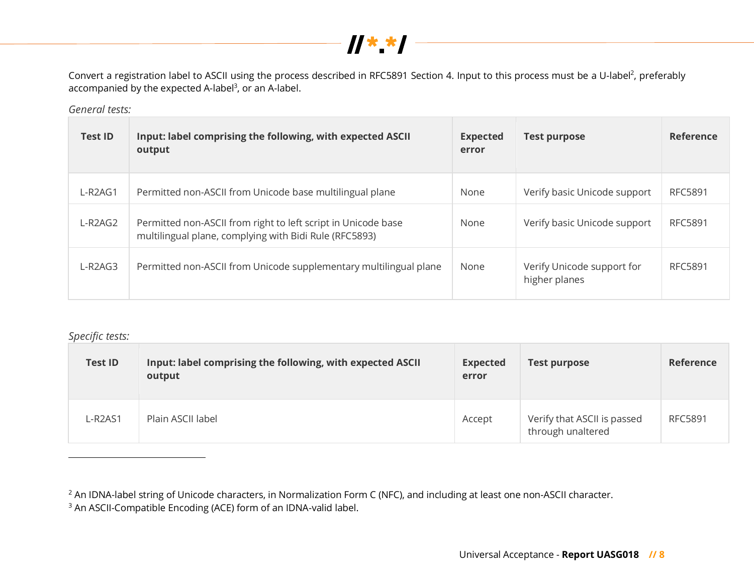Convert a registration label to ASCII using the process described in RFC5891 Section 4. Input to this process must be a U-label[2], preferably accompanied by the expected A-label[3], or an A-label.

*General tests:*

| Test ID | Input: label comprising the following, with expected ASCII output | Expected error | Test purpose | Reference |
|---|---|---|---|---|
| L-R2AG1 | Permitted non-ASCII from Unicode base multilingual plane | None | Verify basic Unicode support | RFC5891 |
| L-R2AG2 | Permitted non-ASCII from right to left script in Unicode base multilingual plane, complying with Bidi Rule (RFC5893) | None | Verify basic Unicode support | RFC5891 |
| L-R2AG3 | Permitted non-ASCII from Unicode supplementary multilingual plane | None | Verify Unicode support for higher planes | RFC5891 |

*Specific tests:*

| Test ID | Input: label comprising the following, with expected ASCII output | Expected error | Test purpose | Reference |
|---|---|---|---|---|
| L-R2AS1 | Plain ASCII label | Accept | Verify that ASCII is passed through unaltered | RFC5891 |

[2] An IDNA-label string of Unicode characters, in Normalization Form C (NFC), and including at least one non-ASCII character.
[3] An ASCII-Compatible Encoding (ACE) form of an IDNA-valid label.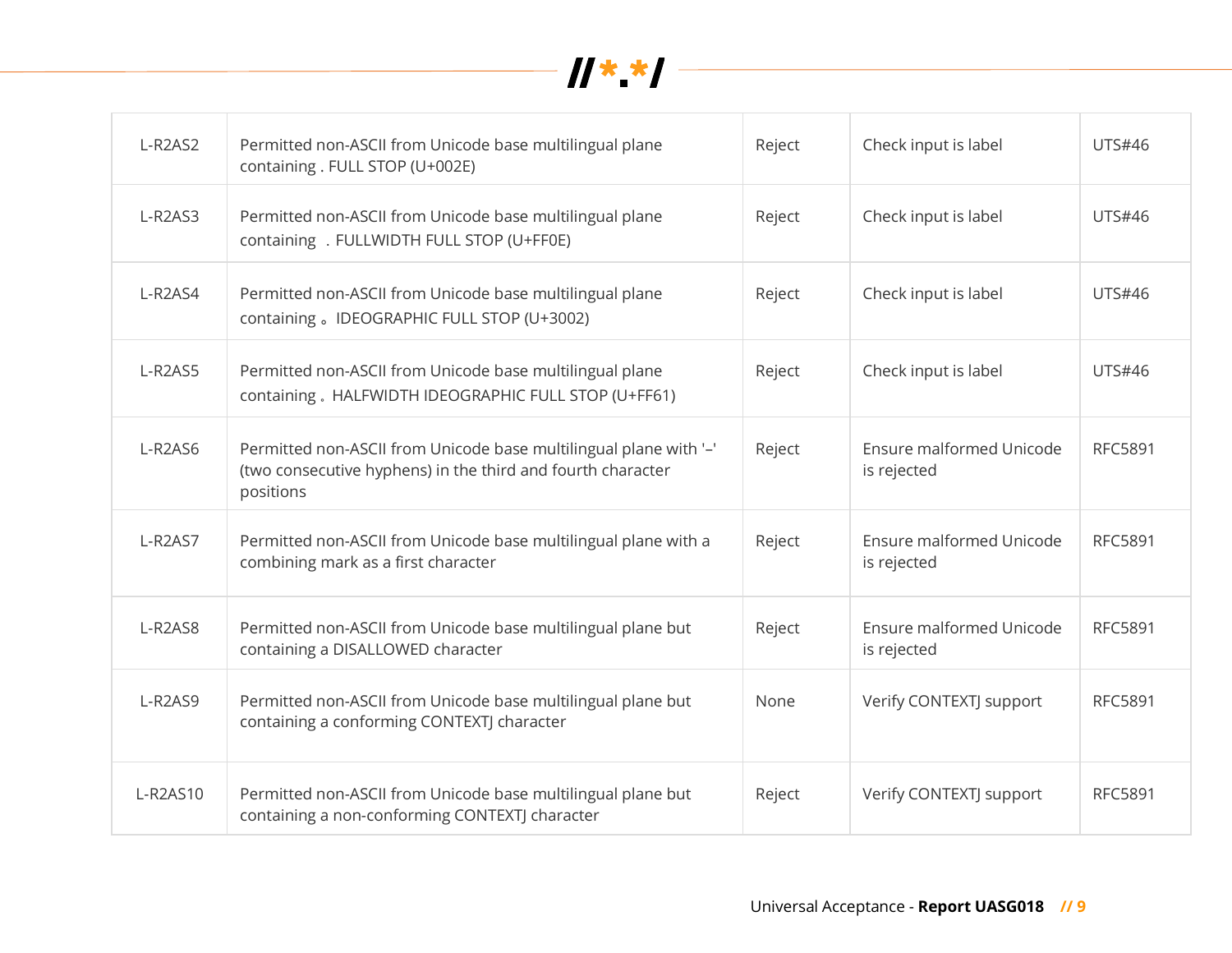| L-R2AS2 | Permitted non-ASCII from Unicode base multilingual plane containing . FULL STOP (U+002E) | Reject | Check input is label | UTS#46 |
|---|---|---|---|---|
| L-R2AS3 | Permitted non-ASCII from Unicode base multilingual plane containing ． FULLWIDTH FULL STOP (U+FF0E) | Reject | Check input is label | UTS#46 |
| L-R2AS4 | Permitted non-ASCII from Unicode base multilingual plane containing 。 IDEOGRAPHIC FULL STOP (U+3002) | Reject | Check input is label | UTS#46 |
| L-R2AS5 | Permitted non-ASCII from Unicode base multilingual plane containing ｡ HALFWIDTH IDEOGRAPHIC FULL STOP (U+FF61) | Reject | Check input is label | UTS#46 |
| L-R2AS6 | Permitted non-ASCII from Unicode base multilingual plane with '–' (two consecutive hyphens) in the third and fourth character positions | Reject | Ensure malformed Unicode is rejected | RFC5891 |
| L-R2AS7 | Permitted non-ASCII from Unicode base multilingual plane with a combining mark as a first character | Reject | Ensure malformed Unicode is rejected | RFC5891 |
| L-R2AS8 | Permitted non-ASCII from Unicode base multilingual plane but containing a DISALLOWED character | Reject | Ensure malformed Unicode is rejected | RFC5891 |
| L-R2AS9 | Permitted non-ASCII from Unicode base multilingual plane but containing a conforming CONTEXTJ character | None | Verify CONTEXTJ support | RFC5891 |
| L-R2AS10 | Permitted non-ASCII from Unicode base multilingual plane but containing a non-conforming CONTEXTJ character | Reject | Verify CONTEXTJ support | RFC5891 |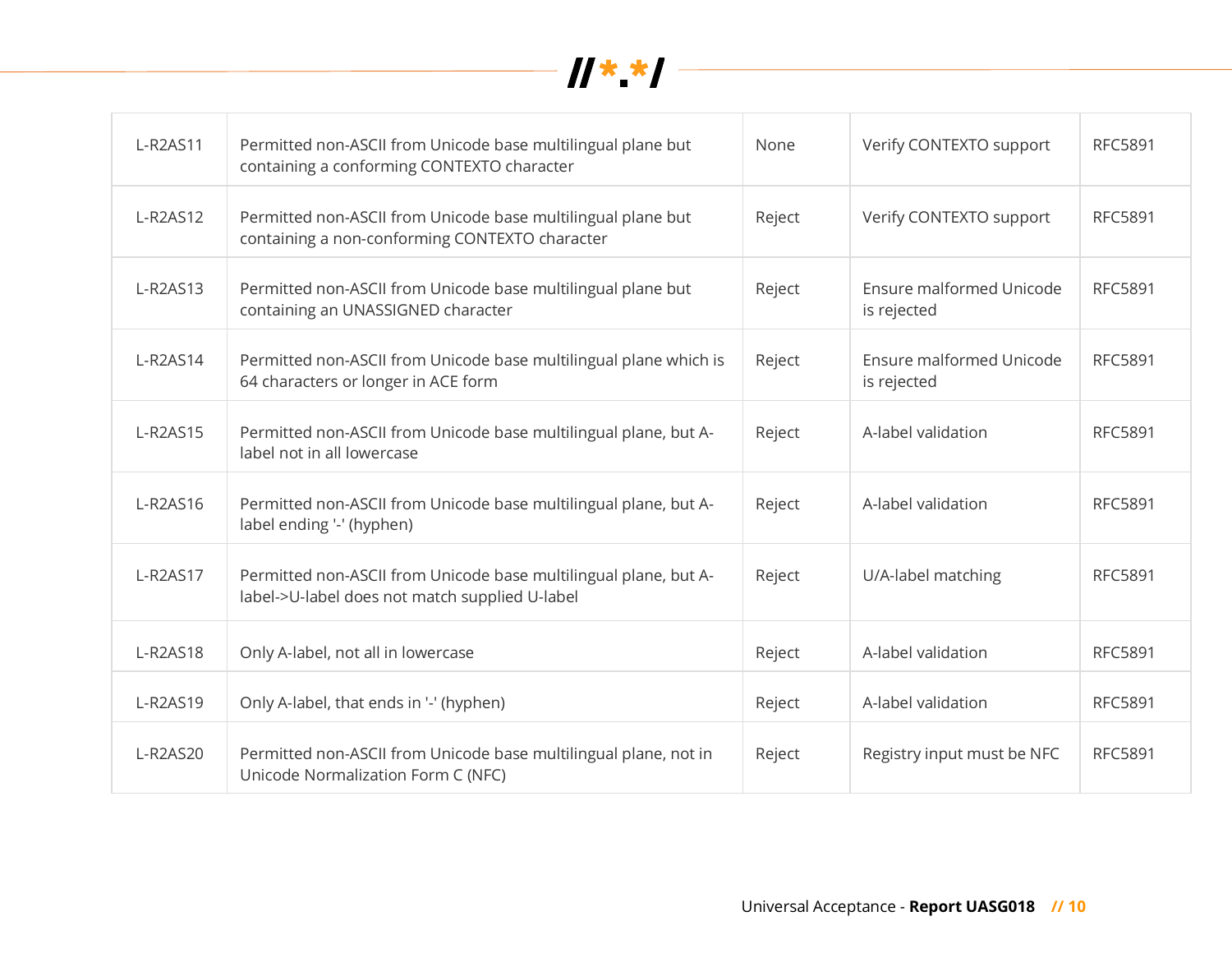| | | | | |
|---|---|---|---|---|
| L-R2AS11 | Permitted non-ASCII from Unicode base multilingual plane but containing a conforming CONTEXTO character | None | Verify CONTEXTO support | RFC5891 |
| L-R2AS12 | Permitted non-ASCII from Unicode base multilingual plane but containing a non-conforming CONTEXTO character | Reject | Verify CONTEXTO support | RFC5891 |
| L-R2AS13 | Permitted non-ASCII from Unicode base multilingual plane but containing an UNASSIGNED character | Reject | Ensure malformed Unicode is rejected | RFC5891 |
| L-R2AS14 | Permitted non-ASCII from Unicode base multilingual plane which is 64 characters or longer in ACE form | Reject | Ensure malformed Unicode is rejected | RFC5891 |
| L-R2AS15 | Permitted non-ASCII from Unicode base multilingual plane, but A-label not in all lowercase | Reject | A-label validation | RFC5891 |
| L-R2AS16 | Permitted non-ASCII from Unicode base multilingual plane, but A-label ending '-' (hyphen) | Reject | A-label validation | RFC5891 |
| L-R2AS17 | Permitted non-ASCII from Unicode base multilingual plane, but A-label->U-label does not match supplied U-label | Reject | U/A-label matching | RFC5891 |
| L-R2AS18 | Only A-label, not all in lowercase | Reject | A-label validation | RFC5891 |
| L-R2AS19 | Only A-label, that ends in '-' (hyphen) | Reject | A-label validation | RFC5891 |
| L-R2AS20 | Permitted non-ASCII from Unicode base multilingual plane, not in Unicode Normalization Form C (NFC) | Reject | Registry input must be NFC | RFC5891 |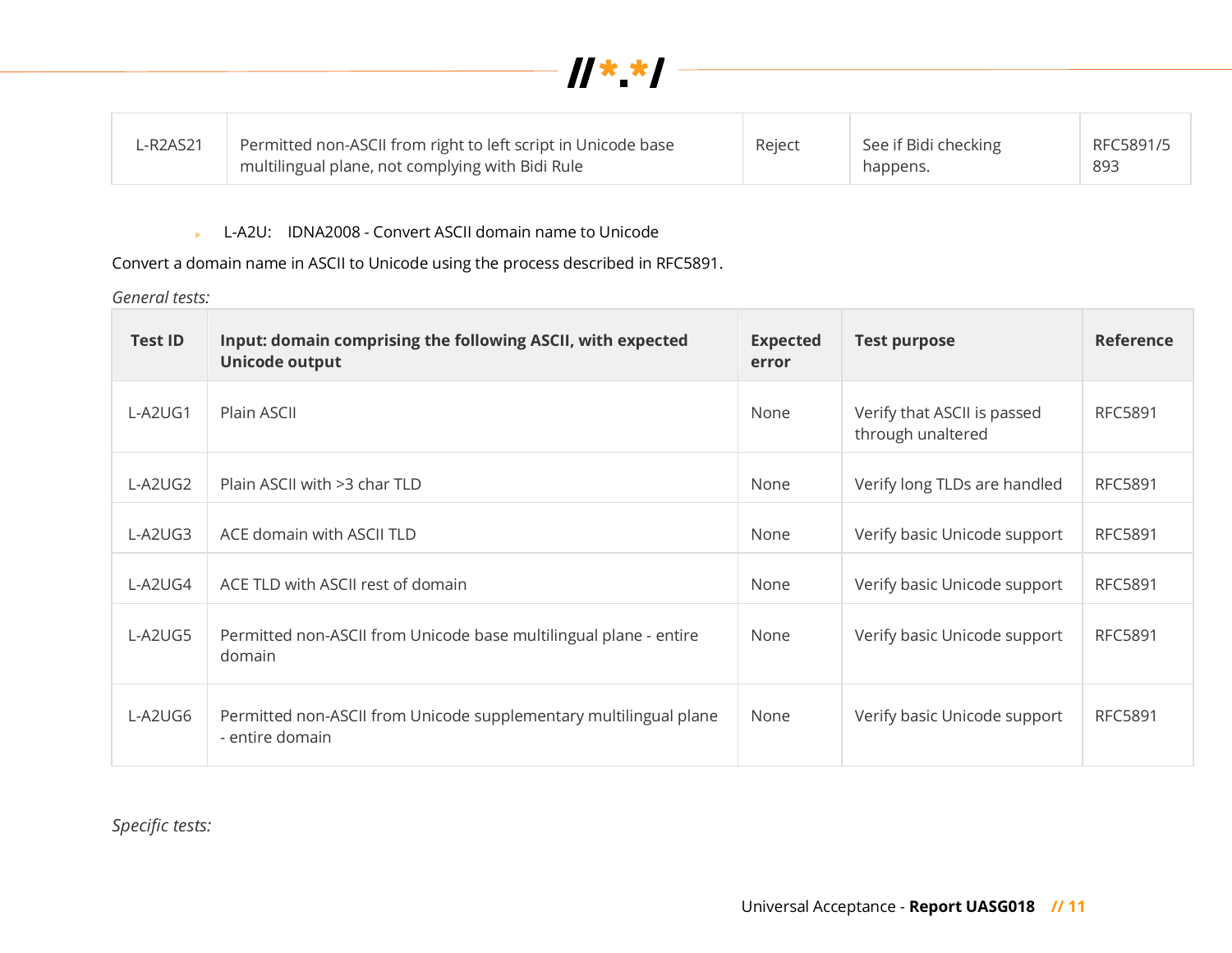| L-R2AS21 | Permitted non-ASCII from right to left script in Unicode base multilingual plane, not complying with Bidi Rule | Reject | See if Bidi checking happens. | RFC5891/5893 |
|---|---|---|---|---|

- L-A2U: IDNA2008 - Convert ASCII domain name to Unicode

Convert a domain name in ASCII to Unicode using the process described in RFC5891.

*General tests:*

| Test ID | Input: domain comprising the following ASCII, with expected Unicode output | Expected error | Test purpose | Reference |
|---|---|---|---|---|
| L-A2UG1 | Plain ASCII | None | Verify that ASCII is passed through unaltered | RFC5891 |
| L-A2UG2 | Plain ASCII with >3 char TLD | None | Verify long TLDs are handled | RFC5891 |
| L-A2UG3 | ACE domain with ASCII TLD | None | Verify basic Unicode support | RFC5891 |
| L-A2UG4 | ACE TLD with ASCII rest of domain | None | Verify basic Unicode support | RFC5891 |
| L-A2UG5 | Permitted non-ASCII from Unicode base multilingual plane - entire domain | None | Verify basic Unicode support | RFC5891 |
| L-A2UG6 | Permitted non-ASCII from Unicode supplementary multilingual plane - entire domain | None | Verify basic Unicode support | RFC5891 |

*Specific tests:*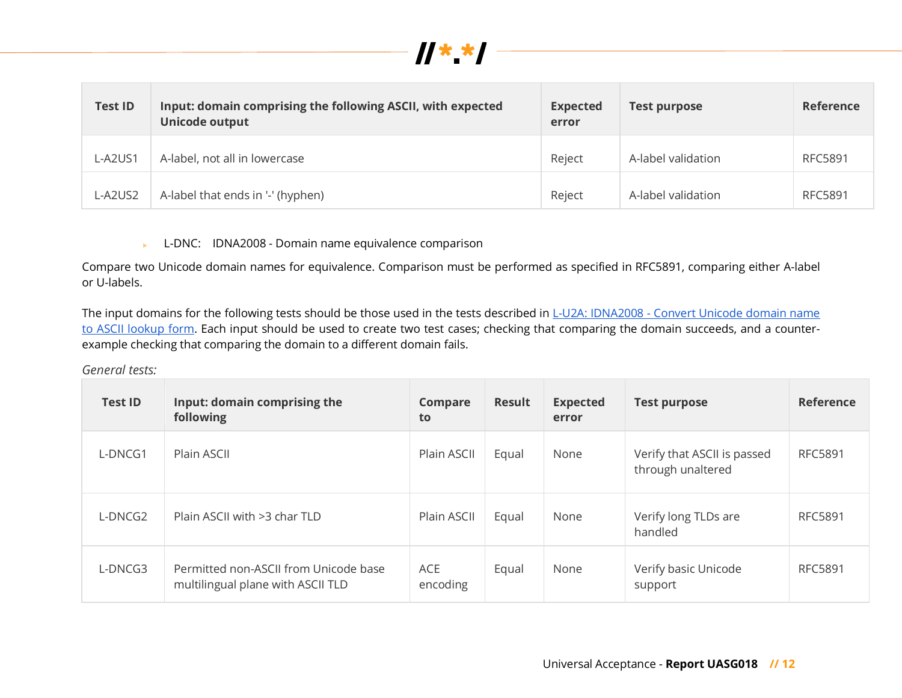| Test ID | Input: domain comprising the following ASCII, with expected Unicode output | Expected error | Test purpose | Reference |
|---|---|---|---|---|
| L-A2US1 | A-label, not all in lowercase | Reject | A-label validation | RFC5891 |
| L-A2US2 | A-label that ends in '-' (hyphen) | Reject | A-label validation | RFC5891 |

- L-DNC: IDNA2008 - Domain name equivalence comparison

Compare two Unicode domain names for equivalence. Comparison must be performed as specified in RFC5891, comparing either A-label or U-labels.

The input domains for the following tests should be those used in the tests described in [L-U2A: IDNA2008 - Convert Unicode domain name to ASCII lookup form](). Each input should be used to create two test cases; checking that comparing the domain succeeds, and a counter-example checking that comparing the domain to a different domain fails.

*General tests:*

| Test ID | Input: domain comprising the following | Compare to | Result | Expected error | Test purpose | Reference |
|---|---|---|---|---|---|---|
| L-DNCG1 | Plain ASCII | Plain ASCII | Equal | None | Verify that ASCII is passed through unaltered | RFC5891 |
| L-DNCG2 | Plain ASCII with >3 char TLD | Plain ASCII | Equal | None | Verify long TLDs are handled | RFC5891 |
| L-DNCG3 | Permitted non-ASCII from Unicode base multilingual plane with ASCII TLD | ACE encoding | Equal | None | Verify basic Unicode support | RFC5891 |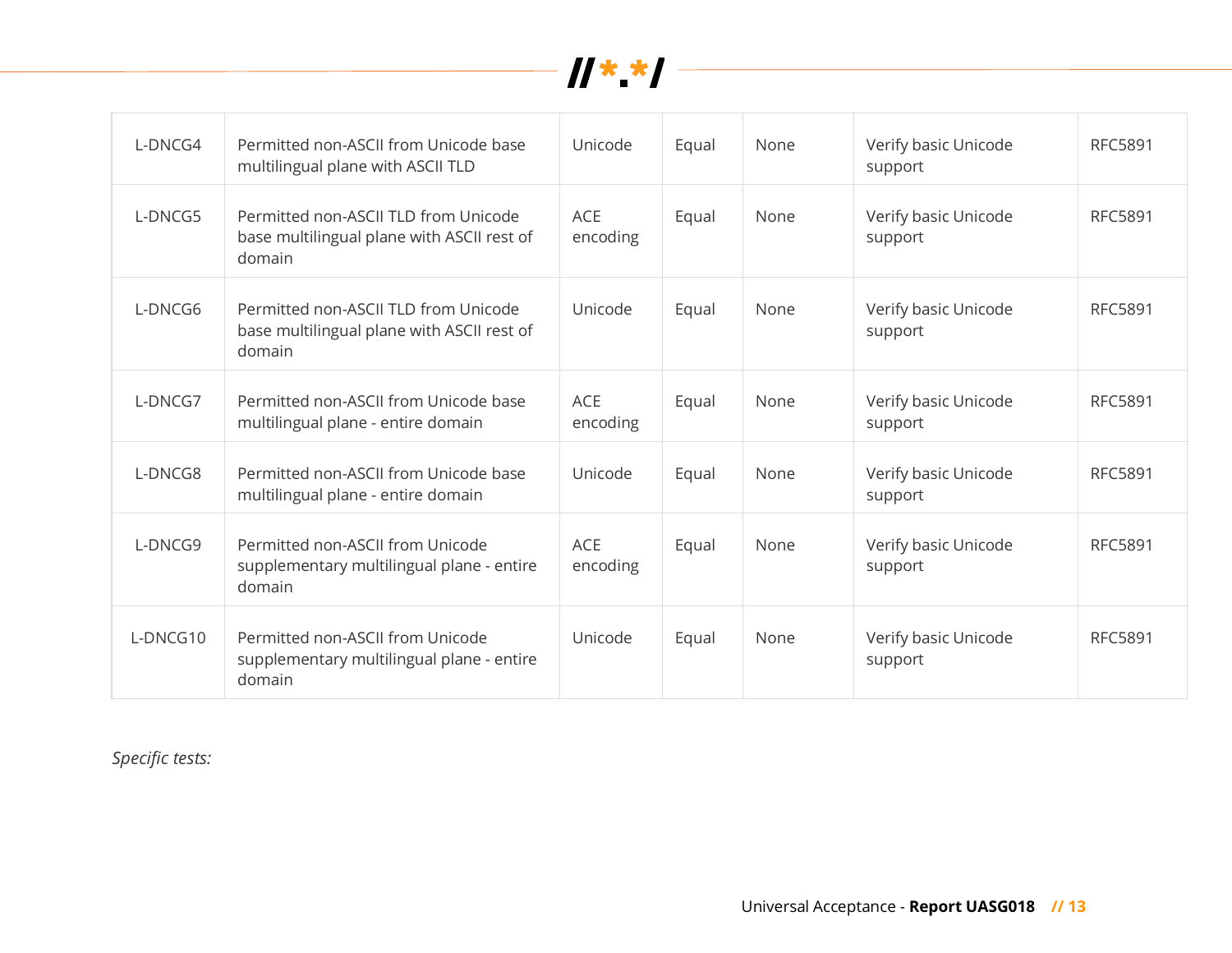| | | | | | | |
|---|---|---|---|---|---|---|
| L-DNCG4 | Permitted non-ASCII from Unicode base multilingual plane with ASCII TLD | Unicode | Equal | None | Verify basic Unicode support | RFC5891 |
| L-DNCG5 | Permitted non-ASCII TLD from Unicode base multilingual plane with ASCII rest of domain | ACE encoding | Equal | None | Verify basic Unicode support | RFC5891 |
| L-DNCG6 | Permitted non-ASCII TLD from Unicode base multilingual plane with ASCII rest of domain | Unicode | Equal | None | Verify basic Unicode support | RFC5891 |
| L-DNCG7 | Permitted non-ASCII from Unicode base multilingual plane - entire domain | ACE encoding | Equal | None | Verify basic Unicode support | RFC5891 |
| L-DNCG8 | Permitted non-ASCII from Unicode base multilingual plane - entire domain | Unicode | Equal | None | Verify basic Unicode support | RFC5891 |
| L-DNCG9 | Permitted non-ASCII from Unicode supplementary multilingual plane - entire domain | ACE encoding | Equal | None | Verify basic Unicode support | RFC5891 |
| L-DNCG10 | Permitted non-ASCII from Unicode supplementary multilingual plane - entire domain | Unicode | Equal | None | Verify basic Unicode support | RFC5891 |

*Specific tests:*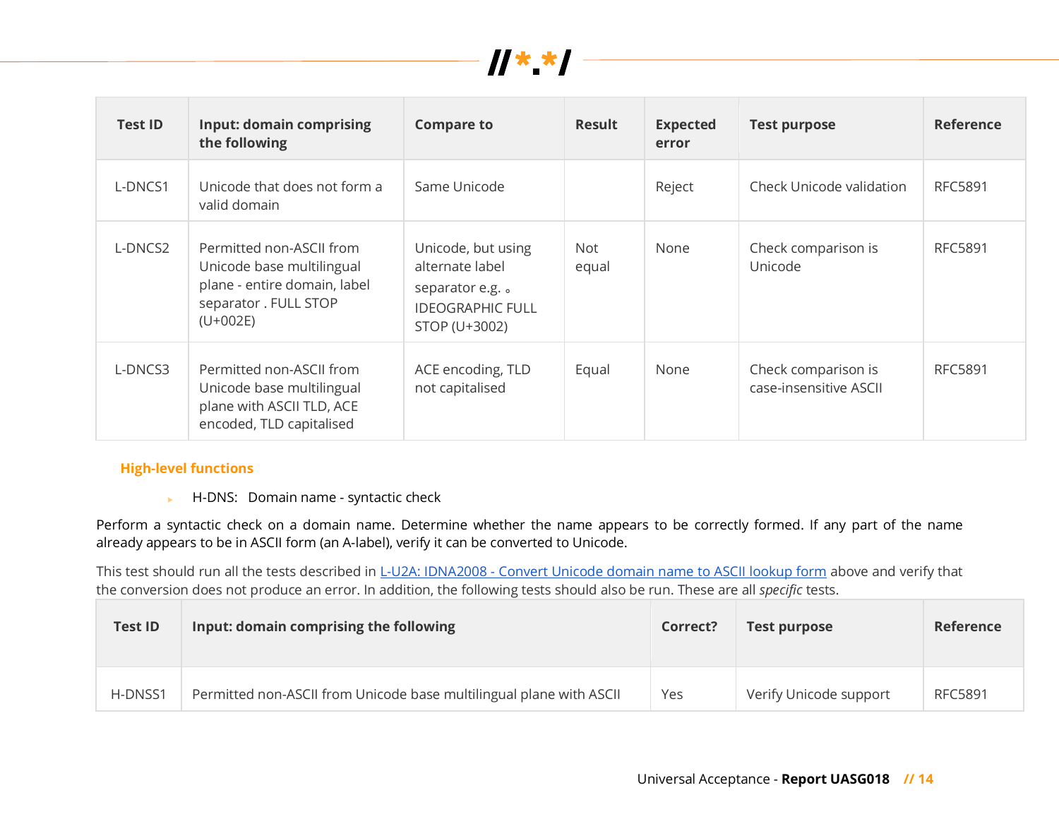| Test ID | Input: domain comprising the following | Compare to | Result | Expected error | Test purpose | Reference |
|---|---|---|---|---|---|---|
| L-DNCS1 | Unicode that does not form a valid domain | Same Unicode | | Reject | Check Unicode validation | RFC5891 |
| L-DNCS2 | Permitted non-ASCII from Unicode base multilingual plane - entire domain, label separator . FULL STOP (U+002E) | Unicode, but using alternate label separator e.g. 。 IDEOGRAPHIC FULL STOP (U+3002) | Not equal | None | Check comparison is Unicode | RFC5891 |
| L-DNCS3 | Permitted non-ASCII from Unicode base multilingual plane with ASCII TLD, ACE encoded, TLD capitalised | ACE encoding, TLD not capitalised | Equal | None | Check comparison is case-insensitive ASCII | RFC5891 |

### High-level functions

- H-DNS: Domain name - syntactic check

Perform a syntactic check on a domain name. Determine whether the name appears to be correctly formed. If any part of the name already appears to be in ASCII form (an A-label), verify it can be converted to Unicode.

This test should run all the tests described in L-U2A: IDNA2008 - Convert Unicode domain name to ASCII lookup form above and verify that the conversion does not produce an error. In addition, the following tests should also be run. These are all *specific* tests.

| Test ID | Input: domain comprising the following | Correct? | Test purpose | Reference |
|---|---|---|---|---|
| H-DNSS1 | Permitted non-ASCII from Unicode base multilingual plane with ASCII | Yes | Verify Unicode support | RFC5891 |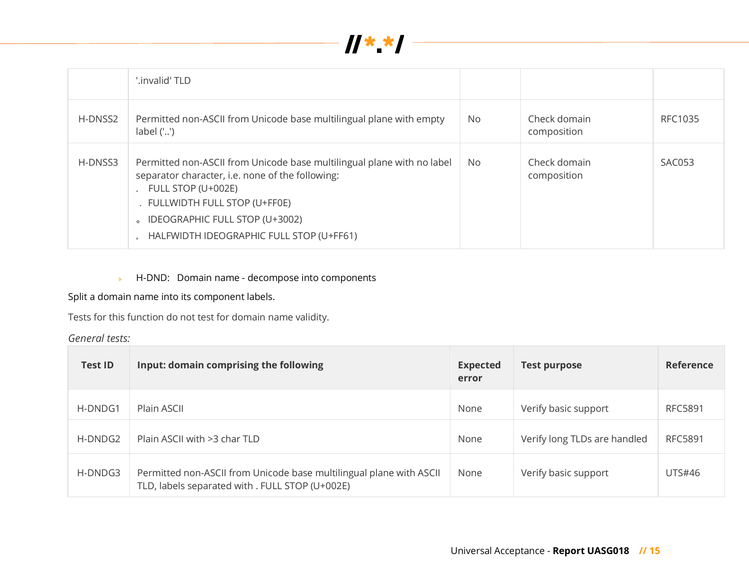| | '.invalid' TLD | | | |
|---|---|---|---|---|
| H-DNSS2 | Permitted non-ASCII from Unicode base multilingual plane with empty label ('..') | No | Check domain composition | RFC1035 |
| H-DNSS3 | Permitted non-ASCII from Unicode base multilingual plane with no label separator character, i.e. none of the following:<br>. FULL STOP (U+002E)<br>． FULLWIDTH FULL STOP (U+FF0E)<br>。 IDEOGRAPHIC FULL STOP (U+3002)<br>｡ HALFWIDTH IDEOGRAPHIC FULL STOP (U+FF61) | No | Check domain composition | SAC053 |

- H-DND: Domain name - decompose into components

Split a domain name into its component labels.

Tests for this function do not test for domain name validity.

*General tests:*

| Test ID | Input: domain comprising the following | Expected error | Test purpose | Reference |
|---|---|---|---|---|
| H-DNDG1 | Plain ASCII | None | Verify basic support | RFC5891 |
| H-DNDG2 | Plain ASCII with >3 char TLD | None | Verify long TLDs are handled | RFC5891 |
| H-DNDG3 | Permitted non-ASCII from Unicode base multilingual plane with ASCII TLD, labels separated with . FULL STOP (U+002E) | None | Verify basic support | UTS#46 |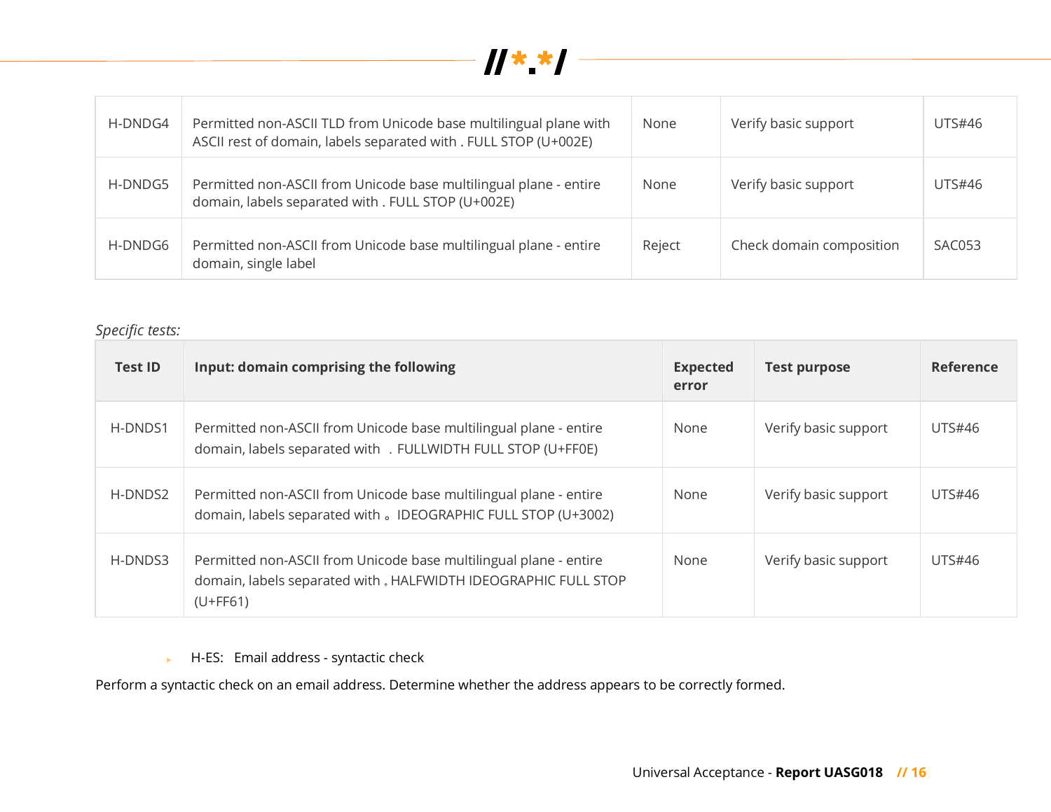| H-DNDG4 | Permitted non-ASCII TLD from Unicode base multilingual plane with ASCII rest of domain, labels separated with . FULL STOP (U+002E) | None | Verify basic support | UTS#46 |
|---|---|---|---|---|
| H-DNDG5 | Permitted non-ASCII from Unicode base multilingual plane - entire domain, labels separated with . FULL STOP (U+002E) | None | Verify basic support | UTS#46 |
| H-DNDG6 | Permitted non-ASCII from Unicode base multilingual plane - entire domain, single label | Reject | Check domain composition | SAC053 |

*Specific tests:*

| Test ID | Input: domain comprising the following | Expected error | Test purpose | Reference |
|---|---|---|---|---|
| H-DNDS1 | Permitted non-ASCII from Unicode base multilingual plane - entire domain, labels separated with ． FULLWIDTH FULL STOP (U+FF0E) | None | Verify basic support | UTS#46 |
| H-DNDS2 | Permitted non-ASCII from Unicode base multilingual plane - entire domain, labels separated with 。 IDEOGRAPHIC FULL STOP (U+3002) | None | Verify basic support | UTS#46 |
| H-DNDS3 | Permitted non-ASCII from Unicode base multilingual plane - entire domain, labels separated with ｡ HALFWIDTH IDEOGRAPHIC FULL STOP (U+FF61) | None | Verify basic support | UTS#46 |

- H-ES: Email address - syntactic check

Perform a syntactic check on an email address. Determine whether the address appears to be correctly formed.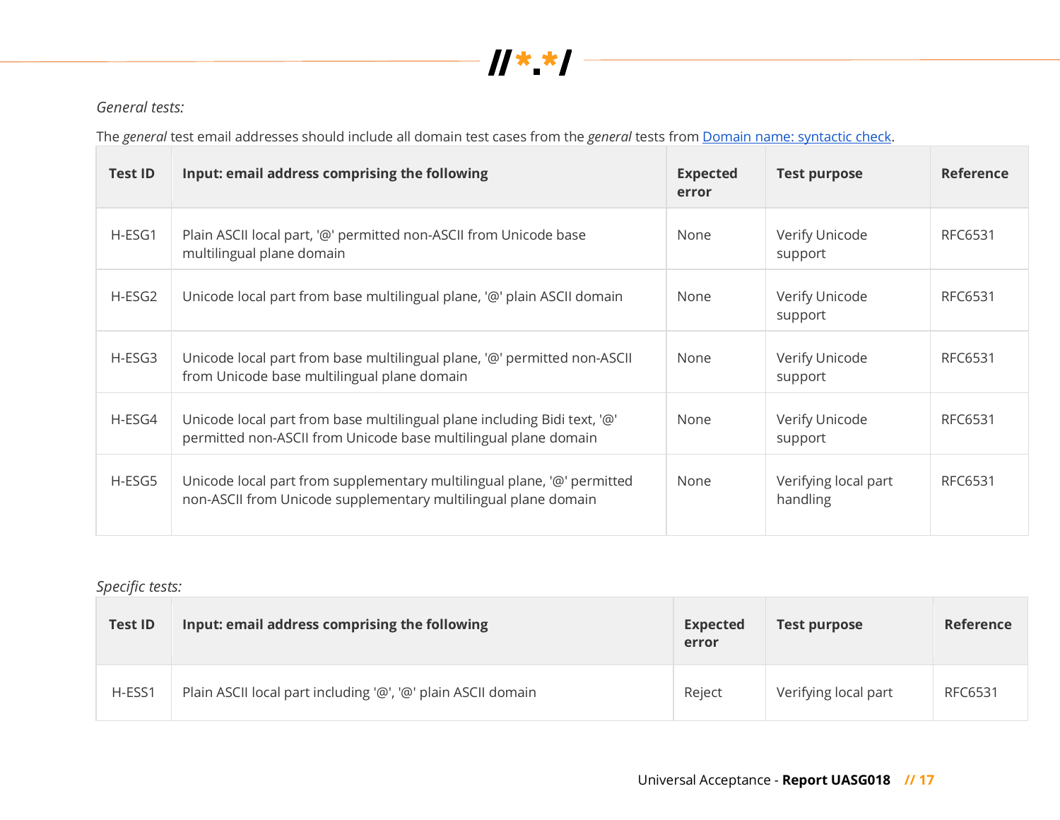*General tests:*

The *general* test email addresses should include all domain test cases from the *general* tests from [Domain name: syntactic check](#).

| Test ID | Input: email address comprising the following | Expected error | Test purpose | Reference |
|---|---|---|---|---|
| H-ESG1 | Plain ASCII local part, '@' permitted non-ASCII from Unicode base multilingual plane domain | None | Verify Unicode support | RFC6531 |
| H-ESG2 | Unicode local part from base multilingual plane, '@' plain ASCII domain | None | Verify Unicode support | RFC6531 |
| H-ESG3 | Unicode local part from base multilingual plane, '@' permitted non-ASCII from Unicode base multilingual plane domain | None | Verify Unicode support | RFC6531 |
| H-ESG4 | Unicode local part from base multilingual plane including Bidi text, '@' permitted non-ASCII from Unicode base multilingual plane domain | None | Verify Unicode support | RFC6531 |
| H-ESG5 | Unicode local part from supplementary multilingual plane, '@' permitted non-ASCII from Unicode supplementary multilingual plane domain | None | Verifying local part handling | RFC6531 |

*Specific tests:*

| Test ID | Input: email address comprising the following | Expected error | Test purpose | Reference |
|---|---|---|---|---|
| H-ESS1 | Plain ASCII local part including '@', '@' plain ASCII domain | Reject | Verifying local part | RFC6531 |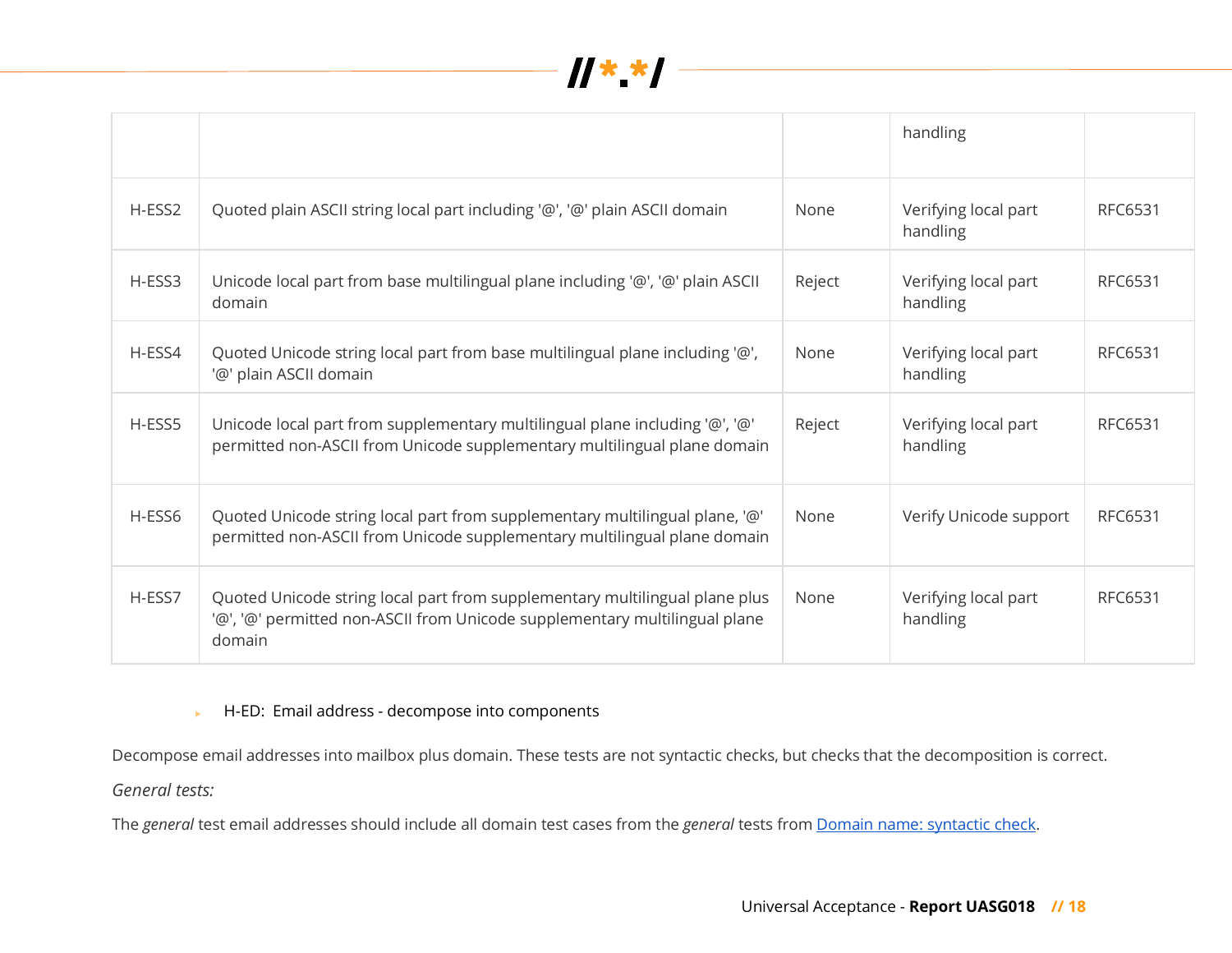| | | | handling | |
|---|---|---|---|---|
| H-ESS2 | Quoted plain ASCII string local part including '@', '@' plain ASCII domain | None | Verifying local part handling | RFC6531 |
| H-ESS3 | Unicode local part from base multilingual plane including '@', '@' plain ASCII domain | Reject | Verifying local part handling | RFC6531 |
| H-ESS4 | Quoted Unicode string local part from base multilingual plane including '@', '@' plain ASCII domain | None | Verifying local part handling | RFC6531 |
| H-ESS5 | Unicode local part from supplementary multilingual plane including '@', '@' permitted non-ASCII from Unicode supplementary multilingual plane domain | Reject | Verifying local part handling | RFC6531 |
| H-ESS6 | Quoted Unicode string local part from supplementary multilingual plane, '@' permitted non-ASCII from Unicode supplementary multilingual plane domain | None | Verify Unicode support | RFC6531 |
| H-ESS7 | Quoted Unicode string local part from supplementary multilingual plane plus '@', '@' permitted non-ASCII from Unicode supplementary multilingual plane domain | None | Verifying local part handling | RFC6531 |

- H-ED: Email address - decompose into components

Decompose email addresses into mailbox plus domain. These tests are not syntactic checks, but checks that the decomposition is correct.

*General tests:*

The *general* test email addresses should include all domain test cases from the *general* tests from Domain name: syntactic check.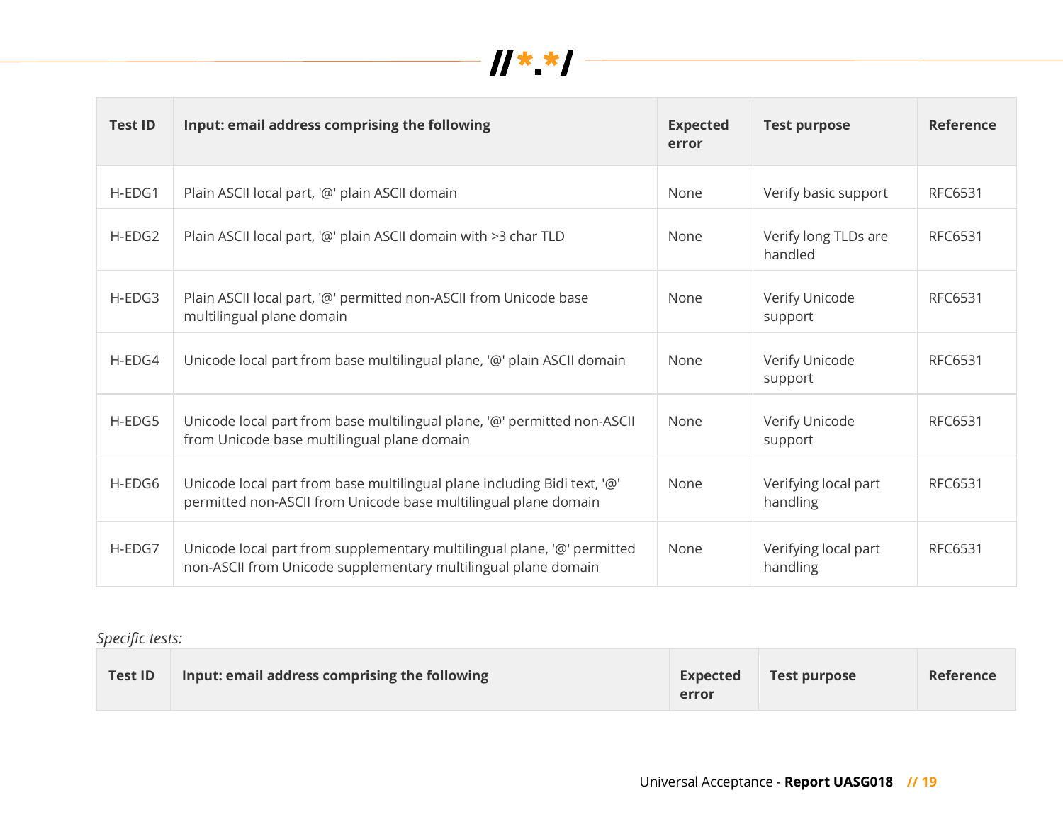| Test ID | Input: email address comprising the following | Expected error | Test purpose | Reference |
|---|---|---|---|---|
| H-EDG1 | Plain ASCII local part, '@' plain ASCII domain | None | Verify basic support | RFC6531 |
| H-EDG2 | Plain ASCII local part, '@' plain ASCII domain with >3 char TLD | None | Verify long TLDs are handled | RFC6531 |
| H-EDG3 | Plain ASCII local part, '@' permitted non-ASCII from Unicode base multilingual plane domain | None | Verify Unicode support | RFC6531 |
| H-EDG4 | Unicode local part from base multilingual plane, '@' plain ASCII domain | None | Verify Unicode support | RFC6531 |
| H-EDG5 | Unicode local part from base multilingual plane, '@' permitted non-ASCII from Unicode base multilingual plane domain | None | Verify Unicode support | RFC6531 |
| H-EDG6 | Unicode local part from base multilingual plane including Bidi text, '@' permitted non-ASCII from Unicode base multilingual plane domain | None | Verifying local part handling | RFC6531 |
| H-EDG7 | Unicode local part from supplementary multilingual plane, '@' permitted non-ASCII from Unicode supplementary multilingual plane domain | None | Verifying local part handling | RFC6531 |

*Specific tests:*

| Test ID | Input: email address comprising the following | Expected error | Test purpose | Reference |
|---|---|---|---|---|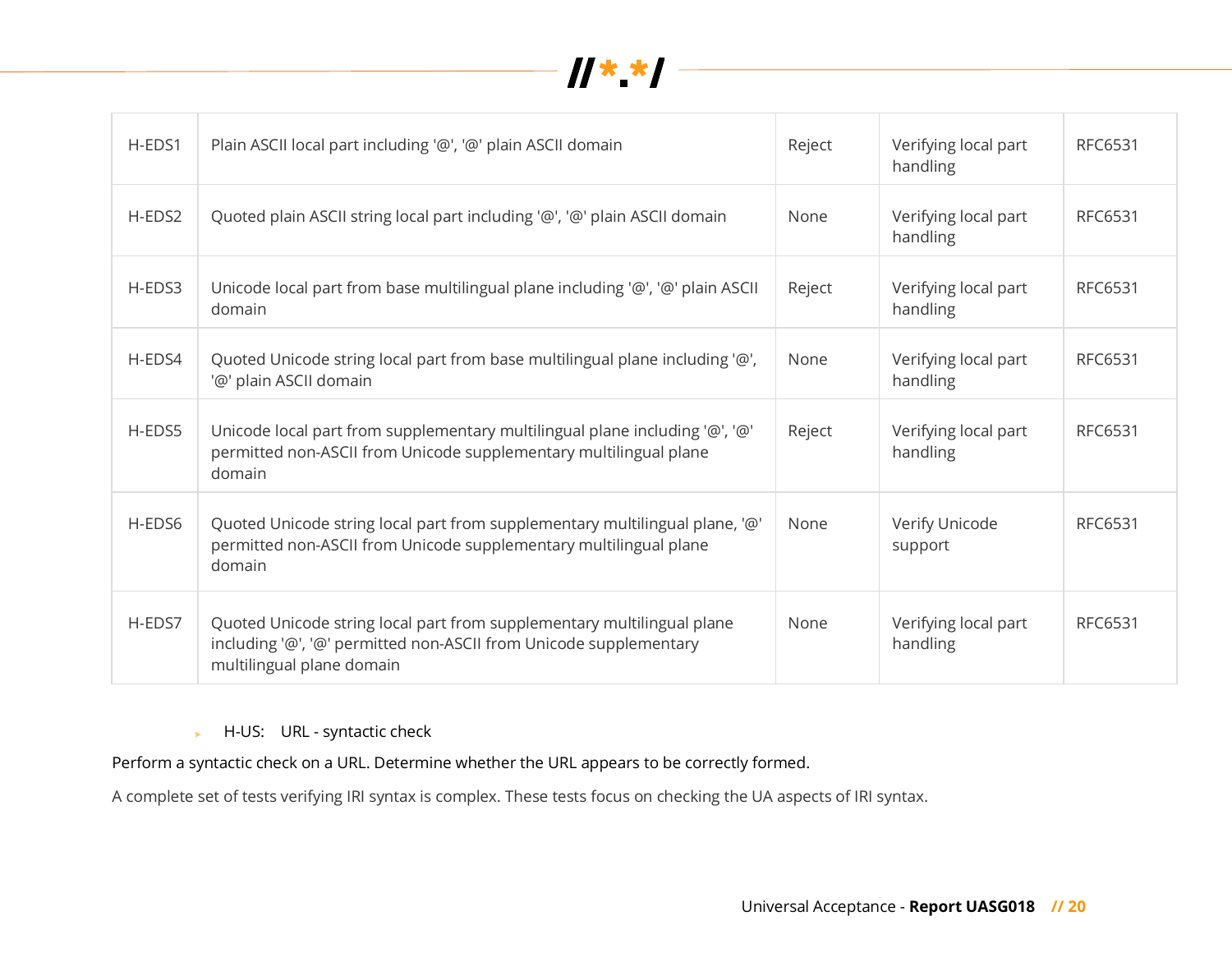| | | | | |
|---|---|---|---|---|
| H-EDS1 | Plain ASCII local part including '@', '@' plain ASCII domain | Reject | Verifying local part handling | RFC6531 |
| H-EDS2 | Quoted plain ASCII string local part including '@', '@' plain ASCII domain | None | Verifying local part handling | RFC6531 |
| H-EDS3 | Unicode local part from base multilingual plane including '@', '@' plain ASCII domain | Reject | Verifying local part handling | RFC6531 |
| H-EDS4 | Quoted Unicode string local part from base multilingual plane including '@', '@' plain ASCII domain | None | Verifying local part handling | RFC6531 |
| H-EDS5 | Unicode local part from supplementary multilingual plane including '@', '@' permitted non-ASCII from Unicode supplementary multilingual plane domain | Reject | Verifying local part handling | RFC6531 |
| H-EDS6 | Quoted Unicode string local part from supplementary multilingual plane, '@' permitted non-ASCII from Unicode supplementary multilingual plane domain | None | Verify Unicode support | RFC6531 |
| H-EDS7 | Quoted Unicode string local part from supplementary multilingual plane including '@', '@' permitted non-ASCII from Unicode supplementary multilingual plane domain | None | Verifying local part handling | RFC6531 |

- H-US: URL - syntactic check

Perform a syntactic check on a URL. Determine whether the URL appears to be correctly formed.

A complete set of tests verifying IRI syntax is complex. These tests focus on checking the UA aspects of IRI syntax.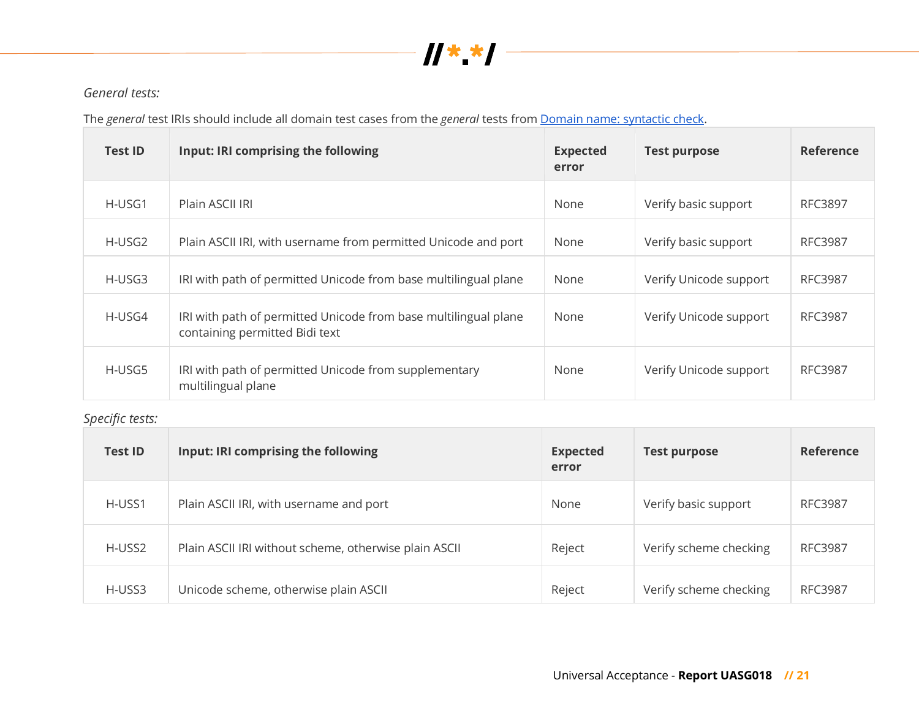*General tests:*

The *general* test IRIs should include all domain test cases from the *general* tests from Domain name: syntactic check.

| Test ID | Input: IRI comprising the following | Expected error | Test purpose | Reference |
|---|---|---|---|---|
| H-USG1 | Plain ASCII IRI | None | Verify basic support | RFC3897 |
| H-USG2 | Plain ASCII IRI, with username from permitted Unicode and port | None | Verify basic support | RFC3987 |
| H-USG3 | IRI with path of permitted Unicode from base multilingual plane | None | Verify Unicode support | RFC3987 |
| H-USG4 | IRI with path of permitted Unicode from base multilingual plane containing permitted Bidi text | None | Verify Unicode support | RFC3987 |
| H-USG5 | IRI with path of permitted Unicode from supplementary multilingual plane | None | Verify Unicode support | RFC3987 |

*Specific tests:*

| Test ID | Input: IRI comprising the following | Expected error | Test purpose | Reference |
|---|---|---|---|---|
| H-USS1 | Plain ASCII IRI, with username and port | None | Verify basic support | RFC3987 |
| H-USS2 | Plain ASCII IRI without scheme, otherwise plain ASCII | Reject | Verify scheme checking | RFC3987 |
| H-USS3 | Unicode scheme, otherwise plain ASCII | Reject | Verify scheme checking | RFC3987 |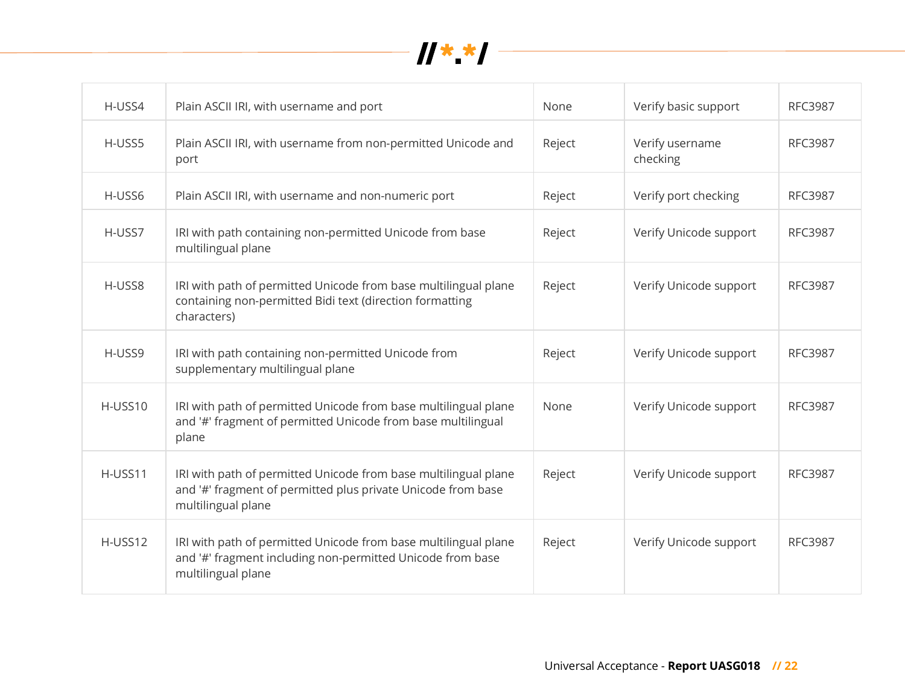| | | | | |
|---|---|---|---|---|
| H-USS4 | Plain ASCII IRI, with username and port | None | Verify basic support | RFC3987 |
| H-USS5 | Plain ASCII IRI, with username from non-permitted Unicode and port | Reject | Verify username checking | RFC3987 |
| H-USS6 | Plain ASCII IRI, with username and non-numeric port | Reject | Verify port checking | RFC3987 |
| H-USS7 | IRI with path containing non-permitted Unicode from base multilingual plane | Reject | Verify Unicode support | RFC3987 |
| H-USS8 | IRI with path of permitted Unicode from base multilingual plane containing non-permitted Bidi text (direction formatting characters) | Reject | Verify Unicode support | RFC3987 |
| H-USS9 | IRI with path containing non-permitted Unicode from supplementary multilingual plane | Reject | Verify Unicode support | RFC3987 |
| H-USS10 | IRI with path of permitted Unicode from base multilingual plane and '#' fragment of permitted Unicode from base multilingual plane | None | Verify Unicode support | RFC3987 |
| H-USS11 | IRI with path of permitted Unicode from base multilingual plane and '#' fragment of permitted plus private Unicode from base multilingual plane | Reject | Verify Unicode support | RFC3987 |
| H-USS12 | IRI with path of permitted Unicode from base multilingual plane and '#' fragment including non-permitted Unicode from base multilingual plane | Reject | Verify Unicode support | RFC3987 |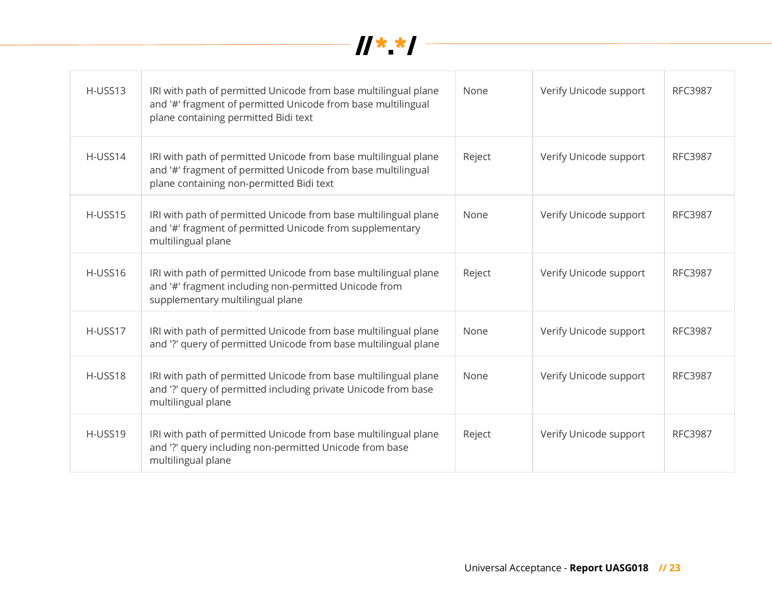| H-USS13 | IRI with path of permitted Unicode from base multilingual plane and '#' fragment of permitted Unicode from base multilingual plane containing permitted Bidi text | None | Verify Unicode support | RFC3987 |
|---|---|---|---|---|
| H-USS14 | IRI with path of permitted Unicode from base multilingual plane and '#' fragment of permitted Unicode from base multilingual plane containing non-permitted Bidi text | Reject | Verify Unicode support | RFC3987 |
| H-USS15 | IRI with path of permitted Unicode from base multilingual plane and '#' fragment of permitted Unicode from supplementary multilingual plane | None | Verify Unicode support | RFC3987 |
| H-USS16 | IRI with path of permitted Unicode from base multilingual plane and '#' fragment including non-permitted Unicode from supplementary multilingual plane | Reject | Verify Unicode support | RFC3987 |
| H-USS17 | IRI with path of permitted Unicode from base multilingual plane and '?' query of permitted Unicode from base multilingual plane | None | Verify Unicode support | RFC3987 |
| H-USS18 | IRI with path of permitted Unicode from base multilingual plane and '?' query of permitted including private Unicode from base multilingual plane | None | Verify Unicode support | RFC3987 |
| H-USS19 | IRI with path of permitted Unicode from base multilingual plane and '?' query including non-permitted Unicode from base multilingual plane | Reject | Verify Unicode support | RFC3987 |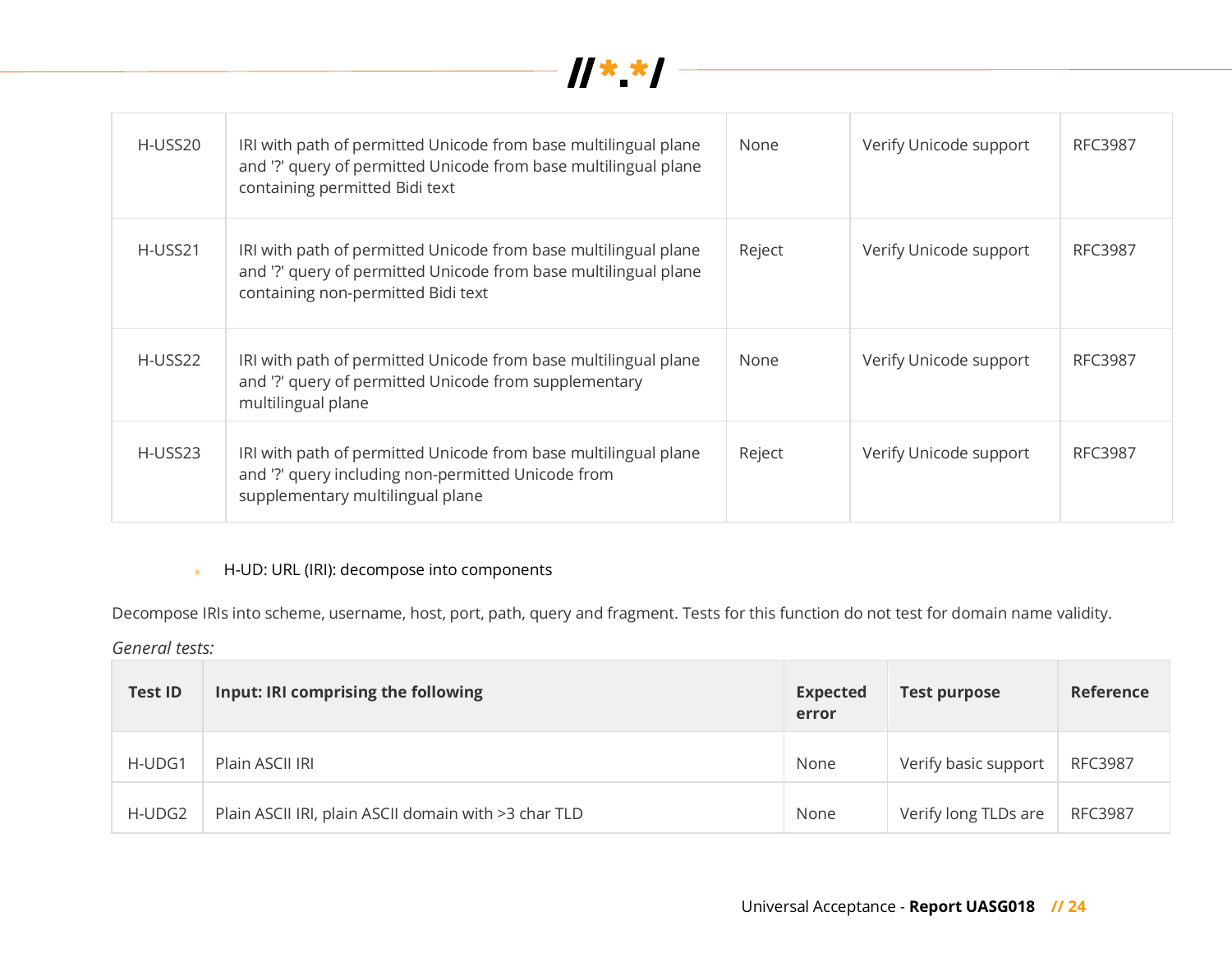| | | | | |
|---|---|---|---|---|
| H-USS20 | IRI with path of permitted Unicode from base multilingual plane and '?' query of permitted Unicode from base multilingual plane containing permitted Bidi text | None | Verify Unicode support | RFC3987 |
| H-USS21 | IRI with path of permitted Unicode from base multilingual plane and '?' query of permitted Unicode from base multilingual plane containing non-permitted Bidi text | Reject | Verify Unicode support | RFC3987 |
| H-USS22 | IRI with path of permitted Unicode from base multilingual plane and '?' query of permitted Unicode from supplementary multilingual plane | None | Verify Unicode support | RFC3987 |
| H-USS23 | IRI with path of permitted Unicode from base multilingual plane and '?' query including non-permitted Unicode from supplementary multilingual plane | Reject | Verify Unicode support | RFC3987 |

- H-UD: URL (IRI): decompose into components

Decompose IRIs into scheme, username, host, port, path, query and fragment. Tests for this function do not test for domain name validity.

*General tests:*

| Test ID | Input: IRI comprising the following | Expected error | Test purpose | Reference |
|---|---|---|---|---|
| H-UDG1 | Plain ASCII IRI | None | Verify basic support | RFC3987 |
| H-UDG2 | Plain ASCII IRI, plain ASCII domain with >3 char TLD | None | Verify long TLDs are | RFC3987 |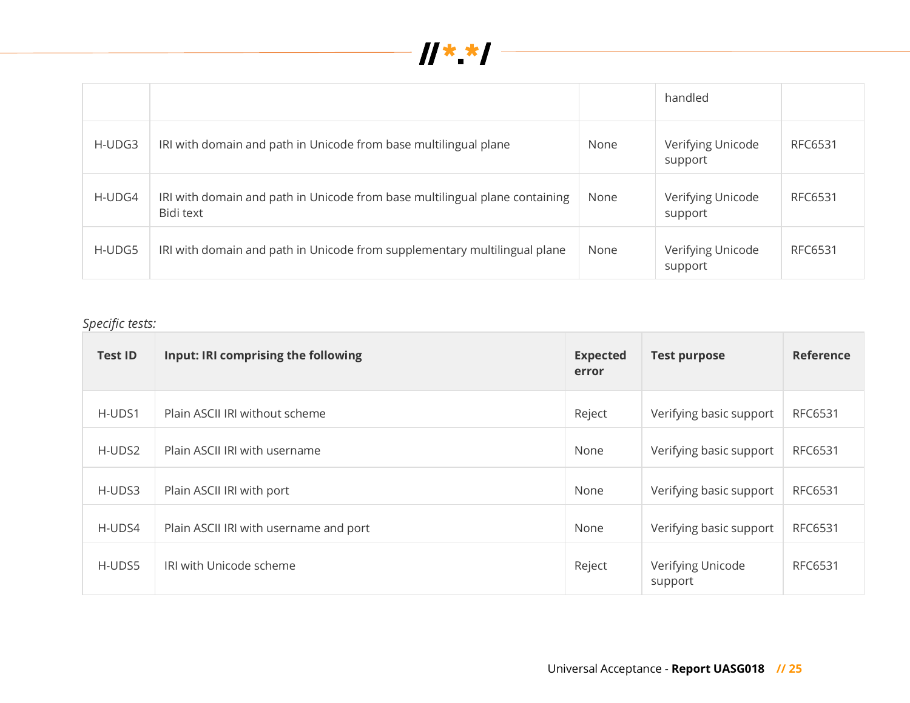| | | | handled | |
|---|---|---|---|---|
| H-UDG3 | IRI with domain and path in Unicode from base multilingual plane | None | Verifying Unicode support | RFC6531 |
| H-UDG4 | IRI with domain and path in Unicode from base multilingual plane containing Bidi text | None | Verifying Unicode support | RFC6531 |
| H-UDG5 | IRI with domain and path in Unicode from supplementary multilingual plane | None | Verifying Unicode support | RFC6531 |

*Specific tests:*

| Test ID | Input: IRI comprising the following | Expected error | Test purpose | Reference |
|---|---|---|---|---|
| H-UDS1 | Plain ASCII IRI without scheme | Reject | Verifying basic support | RFC6531 |
| H-UDS2 | Plain ASCII IRI with username | None | Verifying basic support | RFC6531 |
| H-UDS3 | Plain ASCII IRI with port | None | Verifying basic support | RFC6531 |
| H-UDS4 | Plain ASCII IRI with username and port | None | Verifying basic support | RFC6531 |
| H-UDS5 | IRI with Unicode scheme | Reject | Verifying Unicode support | RFC6531 |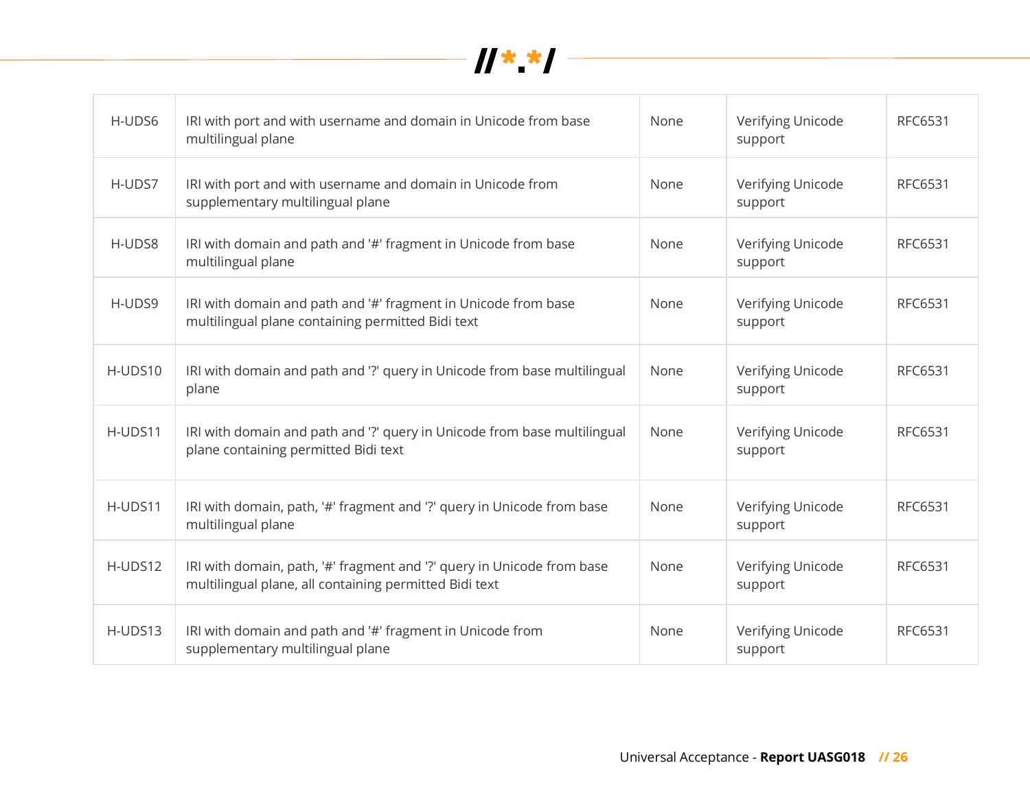| | | | | |
|---|---|---|---|---|
| H-UDS6 | IRI with port and with username and domain in Unicode from base multilingual plane | None | Verifying Unicode support | RFC6531 |
| H-UDS7 | IRI with port and with username and domain in Unicode from supplementary multilingual plane | None | Verifying Unicode support | RFC6531 |
| H-UDS8 | IRI with domain and path and '#' fragment in Unicode from base multilingual plane | None | Verifying Unicode support | RFC6531 |
| H-UDS9 | IRI with domain and path and '#' fragment in Unicode from base multilingual plane containing permitted Bidi text | None | Verifying Unicode support | RFC6531 |
| H-UDS10 | IRI with domain and path and '?' query in Unicode from base multilingual plane | None | Verifying Unicode support | RFC6531 |
| H-UDS11 | IRI with domain and path and '?' query in Unicode from base multilingual plane containing permitted Bidi text | None | Verifying Unicode support | RFC6531 |
| H-UDS11 | IRI with domain, path, '#' fragment and '?' query in Unicode from base multilingual plane | None | Verifying Unicode support | RFC6531 |
| H-UDS12 | IRI with domain, path, '#' fragment and '?' query in Unicode from base multilingual plane, all containing permitted Bidi text | None | Verifying Unicode support | RFC6531 |
| H-UDS13 | IRI with domain and path and '#' fragment in Unicode from supplementary multilingual plane | None | Verifying Unicode support | RFC6531 |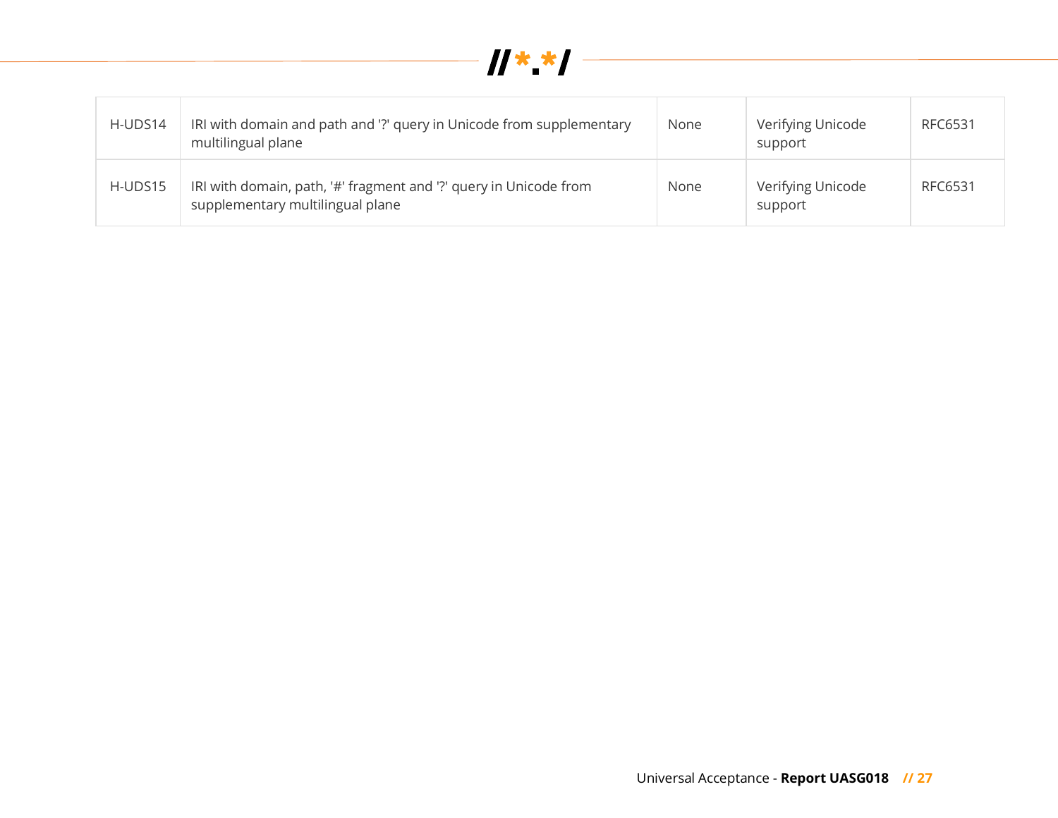| | | | | |
|---|---|---|---|---|
| H-UDS14 | IRI with domain and path and '?' query in Unicode from supplementary multilingual plane | None | Verifying Unicode support | RFC6531 |
| H-UDS15 | IRI with domain, path, '#' fragment and '?' query in Unicode from supplementary multilingual plane | None | Verifying Unicode support | RFC6531 |